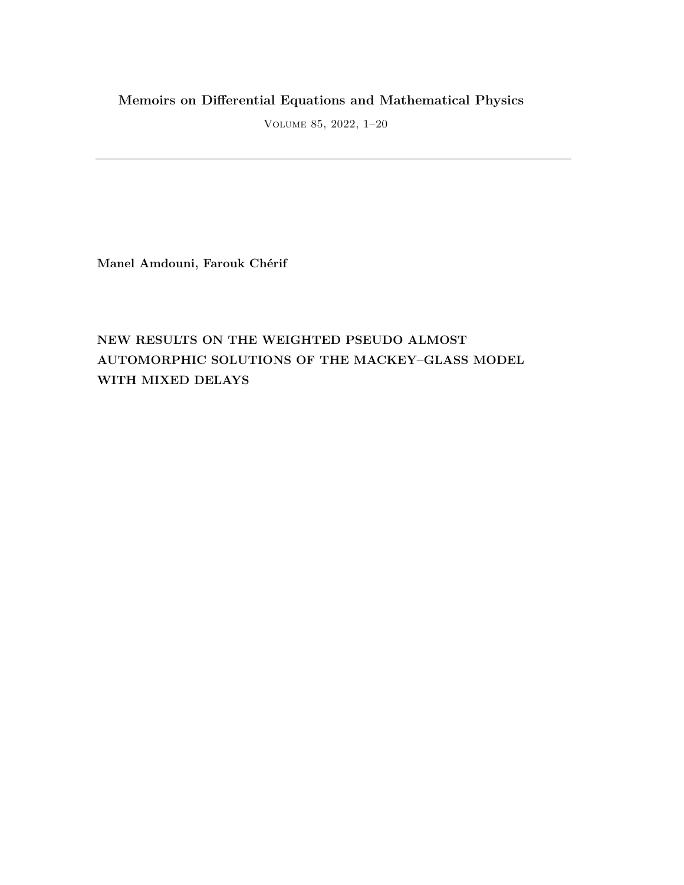**Memoirs on Differential Equations and Mathematical Physics**

Volume 85, 2022, 1–20

**Manel Amdouni, Farouk Chérif**

# NEW RESULTS ON THE WEIGHTED PSEUDO ALMOST AUTOMORPHIC SOLUTIONS OF THE MACKEY–GLASS MODEL WITH MIXED DELAYS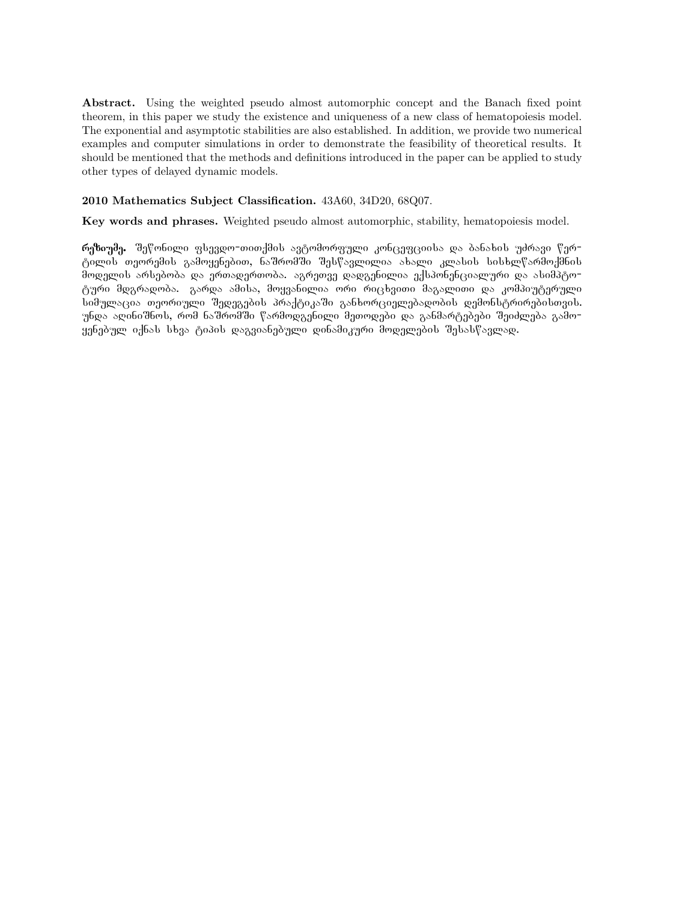**Abstract.** Using the weighted pseudo almost automorphic concept and the Banach fixed point theorem, in this paper we study the existence and uniqueness of a new class of hematopoiesis model. The exponential and asymptotic stabilities are also established. In addition, we provide two numerical examples and computer simulations in order to demonstrate the feasibility of theoretical results. It should be mentioned that the methods and definitions introduced in the paper can be applied to study other types of delayed dynamic models.

**2010 Mathematics Subject Classification.** 43A60, 34D20, 68Q07.

**Key words and phrases.** Weighted pseudo almost automorphic, stability, hematopoiesis model.

**რეზიუმე.** შეწონილი ფსევდო-თითქმის ავტომორფული კონცეფციისა და ბანახის უძრავი წერტილის თეორემის გამოყენებით, ნაშრომში შესწავლილია ახალი კლასის სისხლწარმოქმნის მოდელის არსებობა და ერთადერთობა. აგრეთვე დადგენილია ექსპონენციალური და ასიმპტოტური მდგრადობა. გარდა ამისა, მოყვანილია ორი რიცხვითი მაგალითი და კომპიუტერული სიმულაცია თეორიული შედეგების პრაქტიკაში განხორციელებადობის დემონსტრირებისთვის. უნდა აღინიშნოს, რომ ნაშრომში წარმოდგენილი მეთოდები და განმარტებები შეიძლება გამოყენებულ იქნას სხვა ტიპის დაგვიანებული დინამიკური მოდელების შესასწავლად.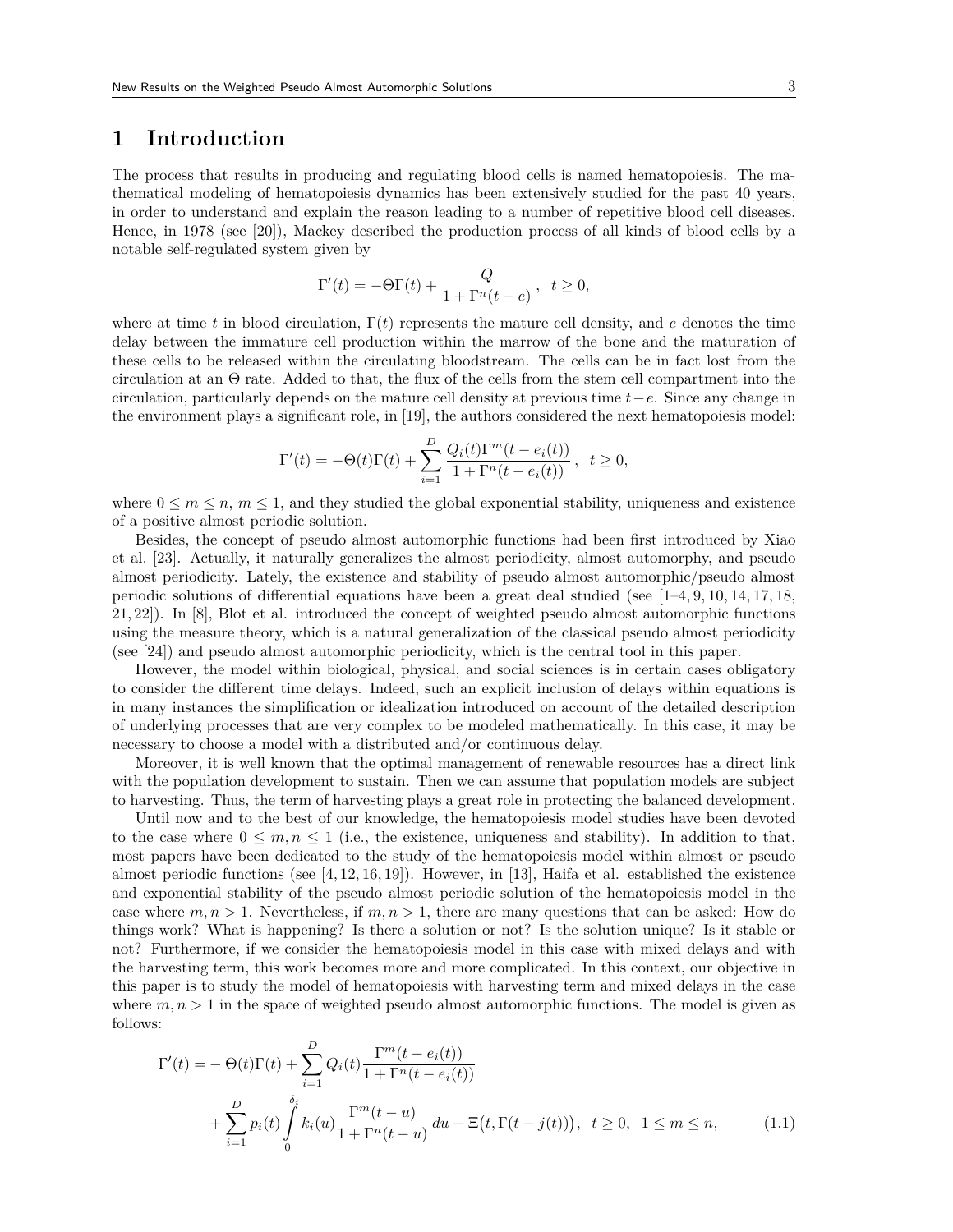# 1 Introduction

The process that results in producing and regulating blood cells is named hematopoiesis. The mathematical modeling of hematopoiesis dynamics has been extensively studied for the past 40 years, in order to understand and explain the reason leading to a number of repetitive blood cell diseases. Hence, in 1978 (see [20]), Mackey described the production process of all kinds of blood cells by a notable self-regulated system given by

$$\Gamma'(t) = -\Theta\Gamma(t) + \frac{Q}{1+\Gamma^n(t-e)}\,, \quad t \geq 0,$$

where at time $t$ in blood circulation, $\Gamma(t)$ represents the mature cell density, and $e$ denotes the time delay between the immature cell production within the marrow of the bone and the maturation of these cells to be released within the circulating bloodstream. The cells can be in fact lost from the circulation at an $\Theta$ rate. Added to that, the flux of the cells from the stem cell compartment into the circulation, particularly depends on the mature cell density at previous time $t-e$. Since any change in the environment plays a significant role, in [19], the authors considered the next hematopoiesis model:

$$\Gamma'(t) = -\Theta(t)\Gamma(t) + \sum_{i=1}^{D} \frac{Q_i(t)\Gamma^m(t-e_i(t))}{1+\Gamma^n(t-e_i(t))}\,, \quad t \geq 0,$$

where $0 \leq m \leq n$, $m \leq 1$, and they studied the global exponential stability, uniqueness and existence of a positive almost periodic solution.

Besides, the concept of pseudo almost automorphic functions had been first introduced by Xiao et al. [23]. Actually, it naturally generalizes the almost periodicity, almost automorphy, and pseudo almost periodicity. Lately, the existence and stability of pseudo almost automorphic/pseudo almost periodic solutions of differential equations have been a great deal studied (see [1–4, 9, 10, 14, 17, 18, 21, 22]). In [8], Blot et al. introduced the concept of weighted pseudo almost automorphic functions using the measure theory, which is a natural generalization of the classical pseudo almost periodicity (see [24]) and pseudo almost automorphic periodicity, which is the central tool in this paper.

However, the model within biological, physical, and social sciences is in certain cases obligatory to consider the different time delays. Indeed, such an explicit inclusion of delays within equations is in many instances the simplification or idealization introduced on account of the detailed description of underlying processes that are very complex to be modeled mathematically. In this case, it may be necessary to choose a model with a distributed and/or continuous delay.

Moreover, it is well known that the optimal management of renewable resources has a direct link with the population development to sustain. Then we can assume that population models are subject to harvesting. Thus, the term of harvesting plays a great role in protecting the balanced development.

Until now and to the best of our knowledge, the hematopoiesis model studies have been devoted to the case where $0 \leq m, n \leq 1$ (i.e., the existence, uniqueness and stability). In addition to that, most papers have been dedicated to the study of the hematopoiesis model within almost or pseudo almost periodic functions (see [4, 12, 16, 19]). However, in [13], Haifa et al. established the existence and exponential stability of the pseudo almost periodic solution of the hematopoiesis model in the case where $m, n > 1$. Nevertheless, if $m, n > 1$, there are many questions that can be asked: How do things work? What is happening? Is there a solution or not? Is the solution unique? Is it stable or not? Furthermore, if we consider the hematopoiesis model in this case with mixed delays and with the harvesting term, this work becomes more and more complicated. In this context, our objective in this paper is to study the model of hematopoiesis with harvesting term and mixed delays in the case where $m, n > 1$ in the space of weighted pseudo almost automorphic functions. The model is given as follows:

$$\begin{aligned}\Gamma'(t) = &-\Theta(t)\Gamma(t) + \sum_{i=1}^{D} Q_i(t)\frac{\Gamma^m(t-e_i(t))}{1+\Gamma^n(t-e_i(t))} \\ &+ \sum_{i=1}^{D} p_i(t)\int_0^{\delta_i} k_i(u)\frac{\Gamma^m(t-u)}{1+\Gamma^n(t-u)}\,du - \Xi\big(t, \Gamma(t-j(t))\big), \quad t \geq 0, \quad 1 \leq m \leq n, \end{aligned} \tag{1.1}$$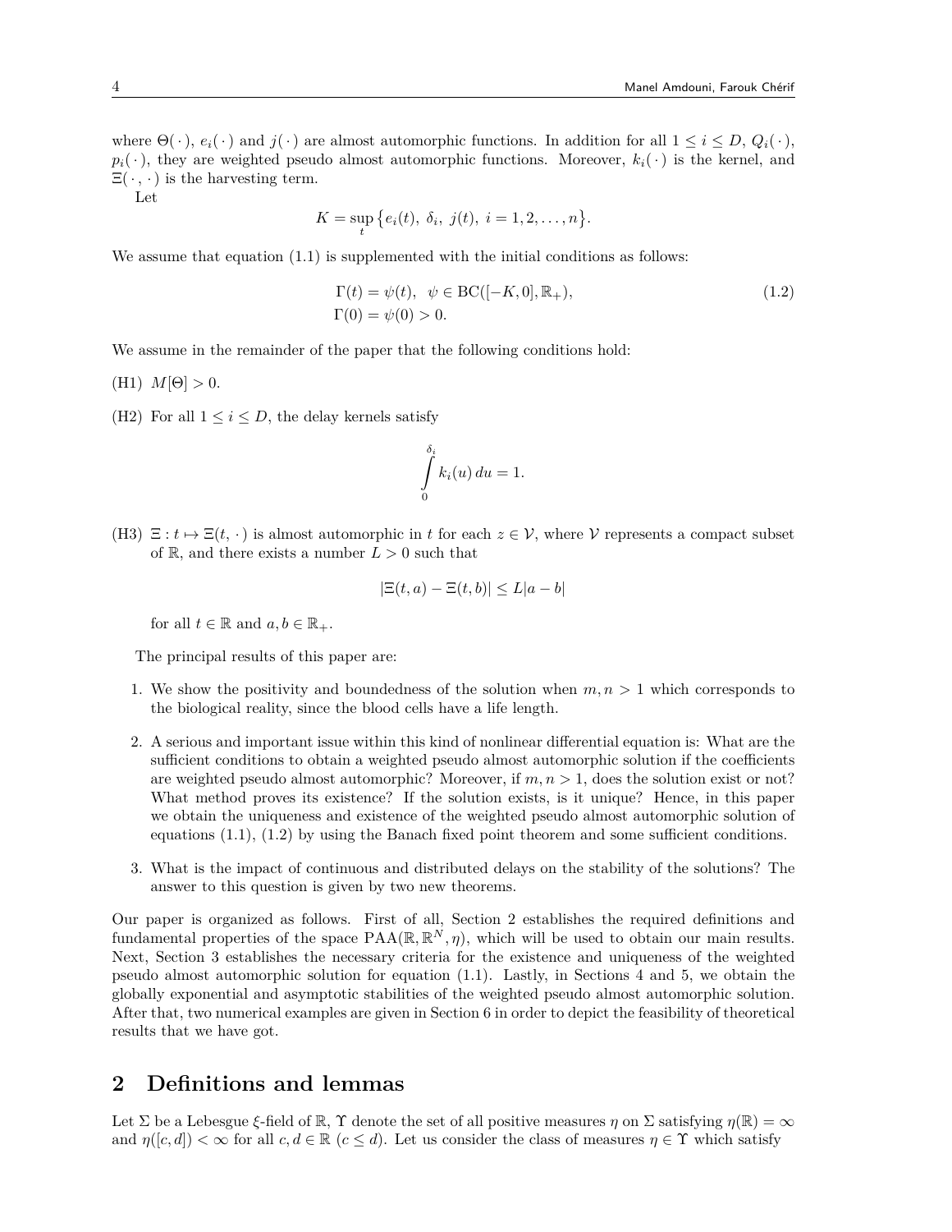where $\Theta(\,\cdot\,)$, $e_i(\,\cdot\,)$ and $j(\,\cdot\,)$ are almost automorphic functions. In addition for all $1 \le i \le D$, $Q_i(\,\cdot\,)$, $p_i(\,\cdot\,)$, they are weighted pseudo almost automorphic functions. Moreover, $k_i(\,\cdot\,)$ is the kernel, and $\Xi(\,\cdot\,,\,\cdot\,)$ is the harvesting term.

Let

$$K = \sup_t \big\{ e_i(t),\ \delta_i,\ j(t),\ i = 1, 2, \ldots, n \big\}.$$

We assume that equation (1.1) is supplemented with the initial conditions as follows:

$$\begin{aligned} &\Gamma(t) = \psi(t), \quad \psi \in \mathrm{BC}([-K, 0], \mathbb{R}_+), \\ &\Gamma(0) = \psi(0) > 0. \end{aligned} \tag{1.2}$$

We assume in the remainder of the paper that the following conditions hold:

(H1) $M[\Theta] > 0$.

(H2) For all $1 \le i \le D$, the delay kernels satisfy

$$\int_0^{\delta_i} k_i(u)\, du = 1.$$

(H3) $\Xi : t \mapsto \Xi(t,\,\cdot\,)$ is almost automorphic in $t$ for each $z \in \mathcal{V}$, where $\mathcal{V}$ represents a compact subset of $\mathbb{R}$, and there exists a number $L > 0$ such that

$$|\Xi(t, a) - \Xi(t, b)| \le L|a - b|$$

for all $t \in \mathbb{R}$ and $a, b \in \mathbb{R}_+$.

The principal results of this paper are:

1. We show the positivity and boundedness of the solution when $m, n > 1$ which corresponds to the biological reality, since the blood cells have a life length.
2. A serious and important issue within this kind of nonlinear differential equation is: What are the sufficient conditions to obtain a weighted pseudo almost automorphic solution if the coefficients are weighted pseudo almost automorphic? Moreover, if $m, n > 1$, does the solution exist or not? What method proves its existence? If the solution exists, is it unique? Hence, in this paper we obtain the uniqueness and existence of the weighted pseudo almost automorphic solution of equations (1.1), (1.2) by using the Banach fixed point theorem and some sufficient conditions.
3. What is the impact of continuous and distributed delays on the stability of the solutions? The answer to this question is given by two new theorems.

Our paper is organized as follows. First of all, Section 2 establishes the required definitions and fundamental properties of the space $\mathrm{PAA}(\mathbb{R}, \mathbb{R}^N, \eta)$, which will be used to obtain our main results. Next, Section 3 establishes the necessary criteria for the existence and uniqueness of the weighted pseudo almost automorphic solution for equation (1.1). Lastly, in Sections 4 and 5, we obtain the globally exponential and asymptotic stabilities of the weighted pseudo almost automorphic solution. After that, two numerical examples are given in Section 6 in order to depict the feasibility of theoretical results that we have got.

## 2 Definitions and lemmas

Let $\Sigma$ be a Lebesgue $\xi$-field of $\mathbb{R}$, $\Upsilon$ denote the set of all positive measures $\eta$ on $\Sigma$ satisfying $\eta(\mathbb{R}) = \infty$ and $\eta([c, d]) < \infty$ for all $c, d \in \mathbb{R}$ $(c \le d)$. Let us consider the class of measures $\eta \in \Upsilon$ which satisfy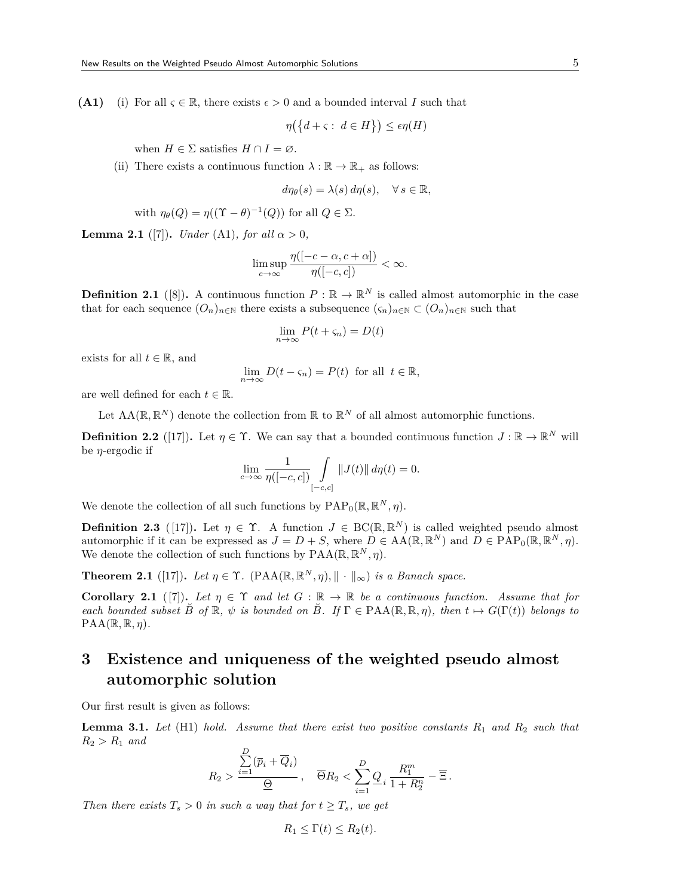**(A1)** (i) For all $\varsigma \in \mathbb{R}$, there exists $\epsilon > 0$ and a bounded interval $I$ such that

$$\eta\big(\{d+\varsigma:\ d \in H\}\big) \leq \epsilon\eta(H)$$

when $H \in \Sigma$ satisfies $H \cap I = \varnothing$.

(ii) There exists a continuous function $\lambda : \mathbb{R} \to \mathbb{R}_+$ as follows:

$$d\eta_\theta(s) = \lambda(s)\, d\eta(s), \quad \forall\, s \in \mathbb{R},$$

with $\eta_\theta(Q) = \eta((\Upsilon - \theta)^{-1}(Q))$ for all $Q \in \Sigma$.

**Lemma 2.1** ([7])**.** *Under* (A1)*, for all $\alpha > 0$,*

$$\limsup_{c\to\infty} \frac{\eta([-c-\alpha, c+\alpha])}{\eta([-c,c])} < \infty.$$

**Definition 2.1** ([8])**.** A continuous function $P : \mathbb{R} \to \mathbb{R}^N$ is called almost automorphic in the case that for each sequence $(O_n)_{n\in\mathbb{N}}$ there exists a subsequence $(\varsigma_n)_{n\in\mathbb{N}} \subset (O_n)_{n\in\mathbb{N}}$ such that

$$\lim_{n\to\infty} P(t+\varsigma_n) = D(t)$$

exists for all $t \in \mathbb{R}$, and

$$\lim_{n\to\infty} D(t-\varsigma_n) = P(t) \ \text{ for all } \ t \in \mathbb{R},$$

are well defined for each $t \in \mathbb{R}$.

Let $\mathrm{AA}(\mathbb{R}, \mathbb{R}^N)$ denote the collection from $\mathbb{R}$ to $\mathbb{R}^N$ of all almost automorphic functions.

**Definition 2.2** ([17])**.** Let $\eta \in \Upsilon$. We can say that a bounded continuous function $J : \mathbb{R} \to \mathbb{R}^N$ will be $\eta$-ergodic if

$$\lim_{c\to\infty} \frac{1}{\eta([-c,c])} \int\limits_{[-c,c]} \|J(t)\|\, d\eta(t) = 0.$$

We denote the collection of all such functions by $\mathrm{PAP}_0(\mathbb{R}, \mathbb{R}^N, \eta)$.

**Definition 2.3** ([17])**.** Let $\eta \in \Upsilon$. A function $J \in \mathrm{BC}(\mathbb{R}, \mathbb{R}^N)$ is called weighted pseudo almost automorphic if it can be expressed as $J = D + S$, where $D \in \mathrm{AA}(\mathbb{R}, \mathbb{R}^N)$ and $D \in \mathrm{PAP}_0(\mathbb{R}, \mathbb{R}^N, \eta)$. We denote the collection of such functions by $\mathrm{PAA}(\mathbb{R}, \mathbb{R}^N, \eta)$.

**Theorem 2.1** ([17])**.** *Let $\eta \in \Upsilon$. $(\mathrm{PAA}(\mathbb{R}, \mathbb{R}^N, \eta), \|\cdot\|_\infty)$ is a Banach space.*

**Corollary 2.1** ([7])**.** *Let $\eta \in \Upsilon$ and let $G : \mathbb{R} \to \mathbb{R}$ be a continuous function. Assume that for each bounded subset $\breve{B}$ of $\mathbb{R}$, $\psi$ is bounded on $\breve{B}$. If $\Gamma \in \mathrm{PAA}(\mathbb{R}, \mathbb{R}, \eta)$, then $t \mapsto G(\Gamma(t))$ belongs to $\mathrm{PAA}(\mathbb{R}, \mathbb{R}, \eta)$.*

# 3 Existence and uniqueness of the weighted pseudo almost automorphic solution

Our first result is given as follows:

**Lemma 3.1.** *Let* (H1) *hold. Assume that there exist two positive constants $R_1$ and $R_2$ such that $R_2 > R_1$ and*

$$R_2 > \frac{\sum\limits_{i=1}^{D}(\overline{p}_i + \overline{Q}_i)}{\underline{\Theta}}, \quad \overline{\Theta} R_2 < \sum_{i=1}^{D} \underline{Q}_i \frac{R_1^m}{1+R_2^n} - \overline{\Xi}.$$

*Then there exists $T_s > 0$ in such a way that for $t \geq T_s$, we get*

$$R_1 \leq \Gamma(t) \leq R_2(t).$$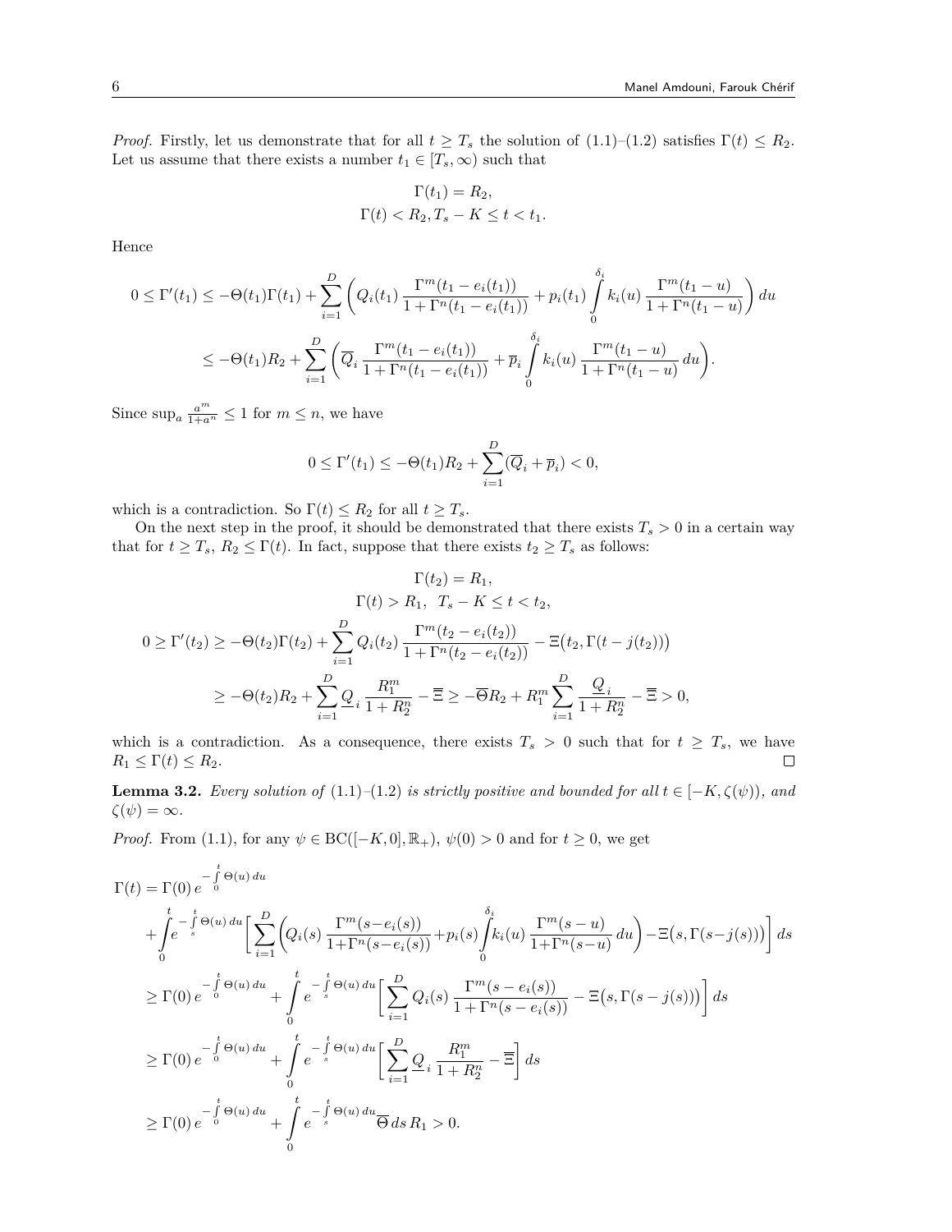*Proof.* Firstly, let us demonstrate that for all $t \geq T_s$ the solution of (1.1)–(1.2) satisfies $\Gamma(t) \leq R_2$. Let us assume that there exists a number $t_1 \in [T_s, \infty)$ such that

$$\Gamma(t_1) = R_2,$$
$$\Gamma(t) < R_2, T_s - K \leq t < t_1.$$

Hence

$$0 \leq \Gamma'(t_1) \leq -\Theta(t_1)\Gamma(t_1) + \sum_{i=1}^{D} \left( Q_i(t_1) \frac{\Gamma^m(t_1 - e_i(t_1))}{1 + \Gamma^n(t_1 - e_i(t_1))} + p_i(t_1) \int_0^{\delta_i} k_i(u) \frac{\Gamma^m(t_1 - u)}{1 + \Gamma^n(t_1 - u)} \right) du$$

$$\leq -\Theta(t_1)R_2 + \sum_{i=1}^{D} \left( \overline{Q}_i \frac{\Gamma^m(t_1 - e_i(t_1))}{1 + \Gamma^n(t_1 - e_i(t_1))} + \overline{p}_i \int_0^{\delta_i} k_i(u) \frac{\Gamma^m(t_1 - u)}{1 + \Gamma^n(t_1 - u)} du \right).$$

Since $\sup_a \frac{a^m}{1+a^n} \leq 1$ for $m \leq n$, we have

$$0 \leq \Gamma'(t_1) \leq -\Theta(t_1)R_2 + \sum_{i=1}^{D} (\overline{Q}_i + \overline{p}_i) < 0,$$

which is a contradiction. So $\Gamma(t) \leq R_2$ for all $t \geq T_s$.

On the next step in the proof, it should be demonstrated that there exists $T_s > 0$ in a certain way that for $t \geq T_s$, $R_2 \leq \Gamma(t)$. In fact, suppose that there exists $t_2 \geq T_s$ as follows:

$$\Gamma(t_2) = R_1,$$
$$\Gamma(t) > R_1, \quad T_s - K \leq t < t_2,$$
$$0 \geq \Gamma'(t_2) \geq -\Theta(t_2)\Gamma(t_2) + \sum_{i=1}^{D} Q_i(t_2) \frac{\Gamma^m(t_2 - e_i(t_2))}{1 + \Gamma^n(t_2 - e_i(t_2))} - \Xi\big(t_2, \Gamma(t - j(t_2))\big)$$
$$\geq -\Theta(t_2)R_2 + \sum_{i=1}^{D} \underline{Q}_i \frac{R_1^m}{1 + R_2^n} - \overline{\Xi} \geq -\overline{\Theta}R_2 + R_1^m \sum_{i=1}^{D} \frac{\underline{Q}_i}{1 + R_2^n} - \overline{\Xi} > 0,$$

which is a contradiction. As a consequence, there exists $T_s > 0$ such that for $t \geq T_s$, we have $R_1 \leq \Gamma(t) \leq R_2$. ◻

**Lemma 3.2.** *Every solution of* (1.1)–(1.2) *is strictly positive and bounded for all* $t \in [-K, \zeta(\psi))$, *and* $\zeta(\psi) = \infty$.

*Proof.* From (1.1), for any $\psi \in \mathrm{BC}([-K, 0], \mathbb{R}_+)$, $\psi(0) > 0$ and for $t \geq 0$, we get

$$\Gamma(t) = \Gamma(0)\, e^{-\int_0^t \Theta(u)\, du}$$
$$+ \int_0^t e^{-\int_s^t \Theta(u)\, du} \Bigg[ \sum_{i=1}^{D} \bigg( Q_i(s) \frac{\Gamma^m(s - e_i(s))}{1 + \Gamma^n(s - e_i(s))} + p_i(s) \int_0^{\delta_i} k_i(u) \frac{\Gamma^m(s-u)}{1 + \Gamma^n(s-u)} du \bigg) - \Xi\big(s, \Gamma(s - j(s))\big) \Bigg] ds$$
$$\geq \Gamma(0)\, e^{-\int_0^t \Theta(u)\, du} + \int_0^t e^{-\int_s^t \Theta(u)\, du} \Bigg[ \sum_{i=1}^{D} Q_i(s) \frac{\Gamma^m(s - e_i(s))}{1 + \Gamma^n(s - e_i(s))} - \Xi\big(s, \Gamma(s - j(s))\big) \Bigg] ds$$
$$\geq \Gamma(0)\, e^{-\int_0^t \Theta(u)\, du} + \int_0^t e^{-\int_s^t \Theta(u)\, du} \Bigg[ \sum_{i=1}^{D} \underline{Q}_i \frac{R_1^m}{1 + R_2^n} - \overline{\Xi} \Bigg] ds$$
$$\geq \Gamma(0)\, e^{-\int_0^t \Theta(u)\, du} + \int_0^t e^{-\int_s^t \Theta(u)\, du} \overline{\Theta}\, ds\, R_1 > 0.$$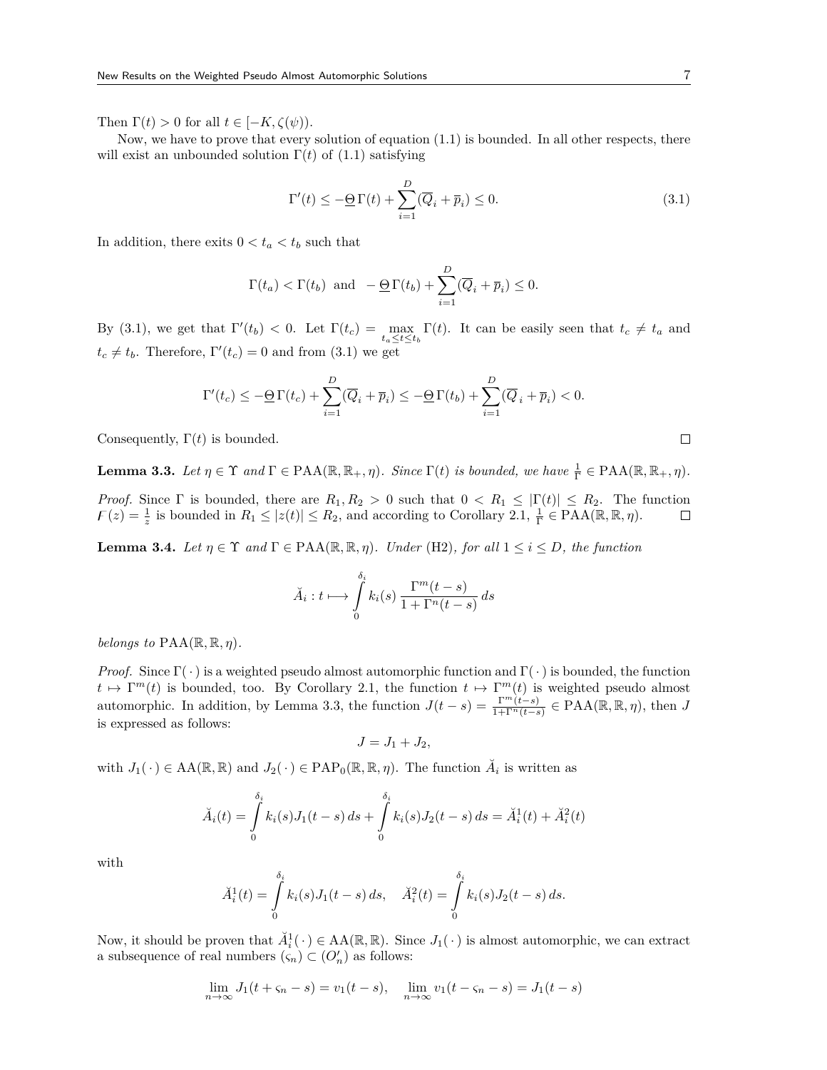Then $\Gamma(t) > 0$ for all $t \in [-K, \zeta(\psi))$.

Now, we have to prove that every solution of equation (1.1) is bounded. In all other respects, there will exist an unbounded solution $\Gamma(t)$ of (1.1) satisfying

$$\Gamma'(t) \le -\underline{\Theta}\,\Gamma(t) + \sum_{i=1}^{D}(\overline{Q}_i + \overline{p}_i) \le 0. \tag{3.1}$$

In addition, there exits $0 < t_a < t_b$ such that

$$\Gamma(t_a) < \Gamma(t_b) \;\text{ and }\; -\underline{\Theta}\,\Gamma(t_b) + \sum_{i=1}^{D}(\overline{Q}_i + \overline{p}_i) \le 0.$$

By (3.1), we get that $\Gamma'(t_b) < 0$. Let $\Gamma(t_c) = \max\limits_{t_a \le t \le t_b} \Gamma(t)$. It can be easily seen that $t_c \ne t_a$ and $t_c \ne t_b$. Therefore, $\Gamma'(t_c) = 0$ and from (3.1) we get

$$\Gamma'(t_c) \le -\underline{\Theta}\,\Gamma(t_c) + \sum_{i=1}^{D}(\overline{Q}_i + \overline{p}_i) \le -\underline{\Theta}\,\Gamma(t_b) + \sum_{i=1}^{D}(\overline{Q}_i + \overline{p}_i) < 0.$$

Consequently, $\Gamma(t)$ is bounded. ∎

**Lemma 3.3.** *Let $\eta \in \Upsilon$ and $\Gamma \in \mathrm{PAA}(\mathbb{R}, \mathbb{R}_+, \eta)$. Since $\Gamma(t)$ is bounded, we have $\frac{1}{\Gamma} \in \mathrm{PAA}(\mathbb{R}, \mathbb{R}_+, \eta)$.*

*Proof.* Since $\Gamma$ is bounded, there are $R_1, R_2 > 0$ such that $0 < R_1 \le |\Gamma(t)| \le R_2$. The function $\digamma(z) = \frac{1}{z}$ is bounded in $R_1 \le |z(t)| \le R_2$, and according to Corollary 2.1, $\frac{1}{\Gamma} \in \mathrm{PAA}(\mathbb{R}, \mathbb{R}, \eta)$. ∎

**Lemma 3.4.** *Let $\eta \in \Upsilon$ and $\Gamma \in \mathrm{PAA}(\mathbb{R}, \mathbb{R}, \eta)$. Under* (H2)*, for all $1 \le i \le D$, the function*

$$\breve{A}_i : t \longmapsto \int_0^{\delta_i} k_i(s)\,\frac{\Gamma^m(t-s)}{1+\Gamma^n(t-s)}\,ds$$

*belongs to $\mathrm{PAA}(\mathbb{R}, \mathbb{R}, \eta)$.*

*Proof.* Since $\Gamma(\,\cdot\,)$ is a weighted pseudo almost automorphic function and $\Gamma(\,\cdot\,)$ is bounded, the function $t \mapsto \Gamma^m(t)$ is bounded, too. By Corollary 2.1, the function $t \mapsto \Gamma^m(t)$ is weighted pseudo almost automorphic. In addition, by Lemma 3.3, the function $J(t-s) = \frac{\Gamma^m(t-s)}{1+\Gamma^n(t-s)} \in \mathrm{PAA}(\mathbb{R}, \mathbb{R}, \eta)$, then $J$ is expressed as follows:

$$J = J_1 + J_2,$$

with $J_1(\,\cdot\,) \in \mathrm{AA}(\mathbb{R}, \mathbb{R})$ and $J_2(\,\cdot\,) \in \mathrm{PAP}_0(\mathbb{R}, \mathbb{R}, \eta)$. The function $\breve{A}_i$ is written as

$$\breve{A}_i(t) = \int_0^{\delta_i} k_i(s) J_1(t-s)\,ds + \int_0^{\delta_i} k_i(s) J_2(t-s)\,ds = \breve{A}_i^1(t) + \breve{A}_i^2(t)$$

with

$$\breve{A}_i^1(t) = \int_0^{\delta_i} k_i(s) J_1(t-s)\,ds, \quad \breve{A}_i^2(t) = \int_0^{\delta_i} k_i(s) J_2(t-s)\,ds.$$

Now, it should be proven that $\breve{A}_i^1(\,\cdot\,) \in \mathrm{AA}(\mathbb{R}, \mathbb{R})$. Since $J_1(\,\cdot\,)$ is almost automorphic, we can extract a subsequence of real numbers $(\varsigma_n) \subset (O'_n)$ as follows:

$$\lim_{n\to\infty} J_1(t+\varsigma_n - s) = v_1(t-s), \quad \lim_{n\to\infty} v_1(t-\varsigma_n - s) = J_1(t-s)$$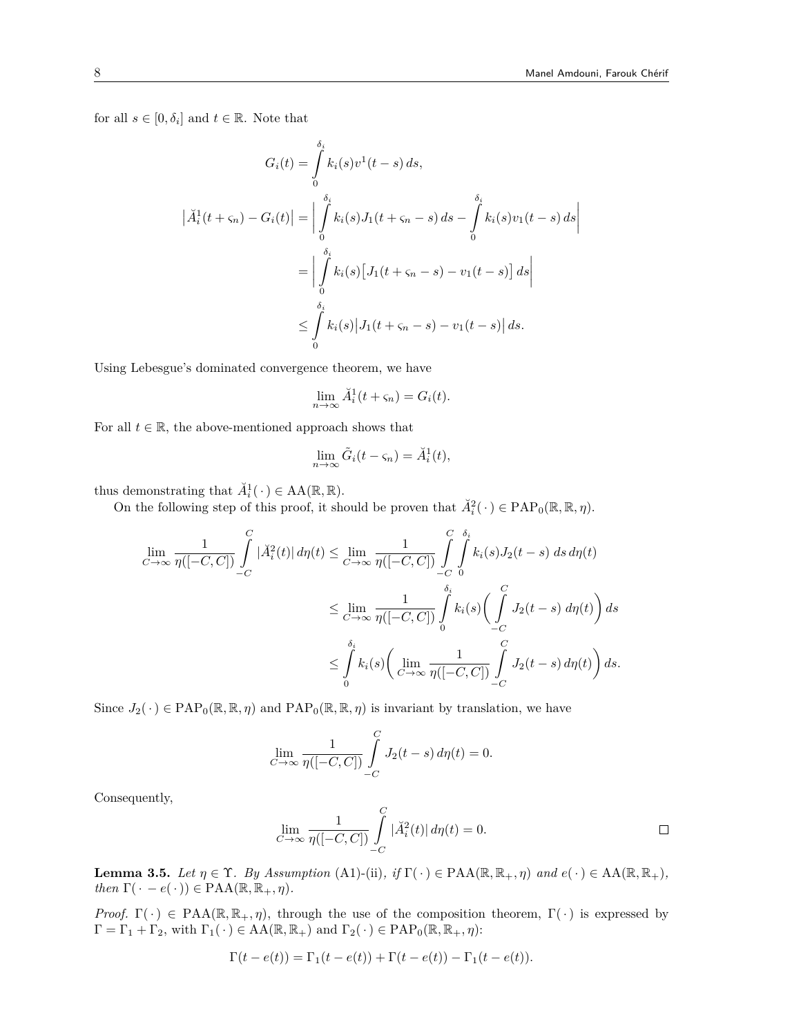for all $s \in [0, \delta_i]$ and $t \in \mathbb{R}$. Note that

$$G_i(t) = \int_0^{\delta_i} k_i(s) v^1(t-s)\, ds,$$

$$\begin{aligned}
\big|\breve{A}_i^1(t+\varsigma_n) - G_i(t)\big| &= \Big| \int_0^{\delta_i} k_i(s) J_1(t+\varsigma_n - s)\, ds - \int_0^{\delta_i} k_i(s) v_1(t-s)\, ds \Big| \\
&= \Big| \int_0^{\delta_i} k_i(s) \big[ J_1(t+\varsigma_n - s) - v_1(t-s) \big]\, ds \Big| \\
&\le \int_0^{\delta_i} k_i(s) \big| J_1(t+\varsigma_n - s) - v_1(t-s) \big|\, ds.
\end{aligned}$$

Using Lebesgue's dominated convergence theorem, we have

$$\lim_{n\to\infty} \breve{A}_i^1(t+\varsigma_n) = G_i(t).$$

For all $t \in \mathbb{R}$, the above-mentioned approach shows that

$$\lim_{n\to\infty} \tilde{G}_i(t-\varsigma_n) = \breve{A}_i^1(t),$$

thus demonstrating that $\breve{A}_i^1(\,\cdot\,) \in \mathrm{AA}(\mathbb{R}, \mathbb{R})$.

On the following step of this proof, it should be proven that $\breve{A}_i^2(\,\cdot\,) \in \mathrm{PAP}_0(\mathbb{R}, \mathbb{R}, \eta)$.

$$\begin{aligned}
\lim_{C\to\infty} \frac{1}{\eta([-C,C])} \int_{-C}^{C} |\breve{A}_i^2(t)|\, d\eta(t) &\le \lim_{C\to\infty} \frac{1}{\eta([-C,C])} \int_{-C}^{C} \int_0^{\delta_i} k_i(s) J_2(t-s)\, ds\, d\eta(t) \\
&\le \lim_{C\to\infty} \frac{1}{\eta([-C,C])} \int_0^{\delta_i} k_i(s) \Big( \int_{-C}^{C} J_2(t-s)\, d\eta(t) \Big) ds \\
&\le \int_0^{\delta_i} k_i(s) \Big( \lim_{C\to\infty} \frac{1}{\eta([-C,C])} \int_{-C}^{C} J_2(t-s)\, d\eta(t) \Big) ds.
\end{aligned}$$

Since $J_2(\,\cdot\,) \in \mathrm{PAP}_0(\mathbb{R}, \mathbb{R}, \eta)$ and $\mathrm{PAP}_0(\mathbb{R}, \mathbb{R}, \eta)$ is invariant by translation, we have

$$\lim_{C\to\infty} \frac{1}{\eta([-C,C])} \int_{-C}^{C} J_2(t-s)\, d\eta(t) = 0.$$

Consequently,

$$\lim_{C\to\infty} \frac{1}{\eta([-C,C])} \int_{-C}^{C} |\breve{A}_i^2(t)|\, d\eta(t) = 0. \qquad \square$$

**Lemma 3.5.** *Let $\eta \in \Upsilon$. By Assumption* (A1)-(ii)*, if $\Gamma(\,\cdot\,) \in \mathrm{PAA}(\mathbb{R}, \mathbb{R}_+, \eta)$ and $e(\,\cdot\,) \in \mathrm{AA}(\mathbb{R}, \mathbb{R}_+)$, then $\Gamma(\,\cdot - e(\,\cdot\,)) \in \mathrm{PAA}(\mathbb{R}, \mathbb{R}_+, \eta)$.*

*Proof.* $\Gamma(\,\cdot\,) \in \mathrm{PAA}(\mathbb{R}, \mathbb{R}_+, \eta)$, through the use of the composition theorem, $\Gamma(\,\cdot\,)$ is expressed by $\Gamma = \Gamma_1 + \Gamma_2$, with $\Gamma_1(\,\cdot\,) \in \mathrm{AA}(\mathbb{R}, \mathbb{R}_+)$ and $\Gamma_2(\,\cdot\,) \in \mathrm{PAP}_0(\mathbb{R}, \mathbb{R}_+, \eta)$:

$$\Gamma(t - e(t)) = \Gamma_1(t - e(t)) + \Gamma(t - e(t)) - \Gamma_1(t - e(t)).$$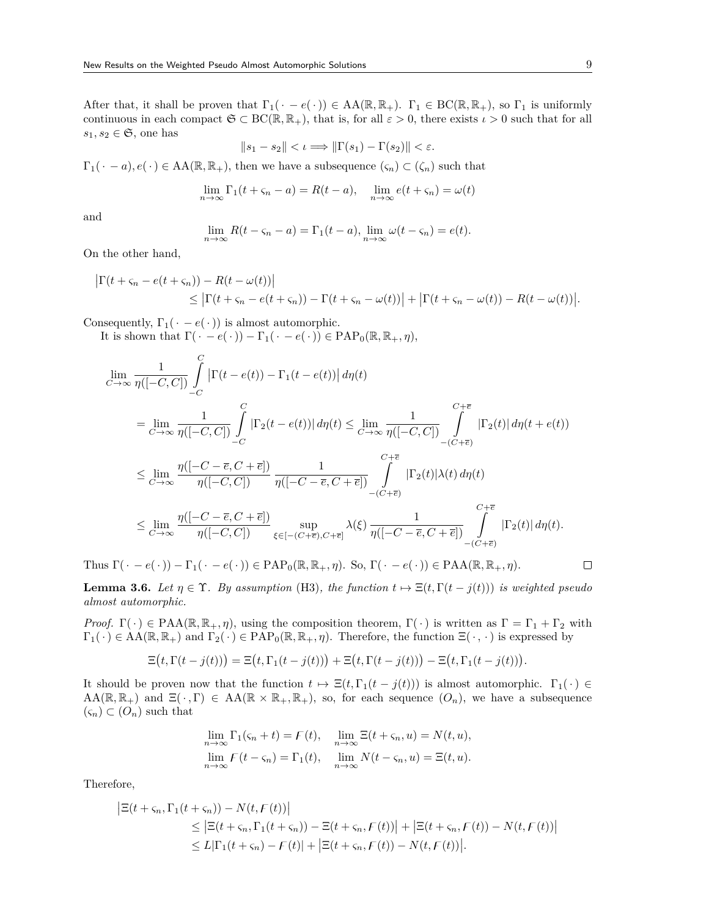After that, it shall be proven that $\Gamma_1(\,\cdot\, - e(\,\cdot\,)) \in \mathrm{AA}(\mathbb{R}, \mathbb{R}_+)$. $\Gamma_1 \in \mathrm{BC}(\mathbb{R}, \mathbb{R}_+)$, so $\Gamma_1$ is uniformly continuous in each compact $\mathfrak{S} \subset \mathrm{BC}(\mathbb{R}, \mathbb{R}_+)$, that is, for all $\varepsilon > 0$, there exists $\iota > 0$ such that for all $s_1, s_2 \in \mathfrak{S}$, one has

$$\|s_1 - s_2\| < \iota \Longrightarrow \|\Gamma(s_1) - \Gamma(s_2)\| < \varepsilon.$$

$\Gamma_1(\,\cdot\, - a), e(\,\cdot\,) \in \mathrm{AA}(\mathbb{R}, \mathbb{R}_+)$, then we have a subsequence $(\varsigma_n) \subset (\zeta_n)$ such that

$$\lim_{n\to\infty} \Gamma_1(t + \varsigma_n - a) = R(t - a), \quad \lim_{n\to\infty} e(t + \varsigma_n) = \omega(t)$$

and

$$\lim_{n\to\infty} R(t - \varsigma_n - a) = \Gamma_1(t - a), \lim_{n\to\infty} \omega(t - \varsigma_n) = e(t).$$

On the other hand,

$$\begin{aligned}
&\big|\Gamma(t + \varsigma_n - e(t + \varsigma_n)) - R(t - \omega(t))\big| \\
&\qquad \leq \big|\Gamma(t + \varsigma_n - e(t + \varsigma_n)) - \Gamma(t + \varsigma_n - \omega(t))\big| + \big|\Gamma(t + \varsigma_n - \omega(t)) - R(t - \omega(t))\big|.
\end{aligned}$$

Consequently, $\Gamma_1(\,\cdot\, - e(\,\cdot\,))$ is almost automorphic.

It is shown that $\Gamma(\,\cdot\, - e(\,\cdot\,)) - \Gamma_1(\,\cdot\, - e(\,\cdot\,)) \in \mathrm{PAP}_0(\mathbb{R}, \mathbb{R}_+, \eta)$,

$$\begin{aligned}
&\lim_{C\to\infty} \frac{1}{\eta([-C, C])} \int_{-C}^{C} \big|\Gamma(t - e(t)) - \Gamma_1(t - e(t))\big|\, d\eta(t) \\
&\quad = \lim_{C\to\infty} \frac{1}{\eta([-C, C])} \int_{-C}^{C} |\Gamma_2(t - e(t))|\, d\eta(t) \leq \lim_{C\to\infty} \frac{1}{\eta([-C, C])} \int_{-(C+\overline{e})}^{C+\overline{e}} |\Gamma_2(t)|\, d\eta(t + e(t)) \\
&\quad \leq \lim_{C\to\infty} \frac{\eta([-C - \overline{e}, C + \overline{e}])}{\eta([-C, C])} \frac{1}{\eta([-C - \overline{e}, C + \overline{e}])} \int_{-(C+\overline{e})}^{C+\overline{e}} |\Gamma_2(t)| \lambda(t)\, d\eta(t) \\
&\quad \leq \lim_{C\to\infty} \frac{\eta([-C - \overline{e}, C + \overline{e}])}{\eta([-C, C])} \sup_{\xi \in [-(C+\overline{e}), C+\overline{e}]} \lambda(\xi) \frac{1}{\eta([-C - \overline{e}, C + \overline{e}])} \int_{-(C+\overline{e})}^{C+\overline{e}} |\Gamma_2(t)|\, d\eta(t).
\end{aligned}$$

Thus $\Gamma(\,\cdot\, - e(\,\cdot\,)) - \Gamma_1(\,\cdot\, - e(\,\cdot\,)) \in \mathrm{PAP}_0(\mathbb{R}, \mathbb{R}_+, \eta)$. So, $\Gamma(\,\cdot\, - e(\,\cdot\,)) \in \mathrm{PAA}(\mathbb{R}, \mathbb{R}_+, \eta)$. ∎

**Lemma 3.6.** *Let $\eta \in \Upsilon$. By assumption* (H3)*, the function $t \mapsto \Xi(t, \Gamma(t - j(t)))$ is weighted pseudo almost automorphic.*

*Proof.* $\Gamma(\,\cdot\,) \in \mathrm{PAA}(\mathbb{R}, \mathbb{R}_+, \eta)$, using the composition theorem, $\Gamma(\,\cdot\,)$ is written as $\Gamma = \Gamma_1 + \Gamma_2$ with $\Gamma_1(\,\cdot\,) \in \mathrm{AA}(\mathbb{R}, \mathbb{R}_+)$ and $\Gamma_2(\,\cdot\,) \in \mathrm{PAP}_0(\mathbb{R}, \mathbb{R}_+, \eta)$. Therefore, the function $\Xi(\,\cdot\,, \,\cdot\,)$ is expressed by

$$\Xi\big(t, \Gamma(t - j(t))\big) = \Xi\big(t, \Gamma_1(t - j(t))\big) + \Xi\big(t, \Gamma(t - j(t))\big) - \Xi\big(t, \Gamma_1(t - j(t))\big).$$

It should be proven now that the function $t \mapsto \Xi(t, \Gamma_1(t - j(t)))$ is almost automorphic. $\Gamma_1(\,\cdot\,) \in \mathrm{AA}(\mathbb{R}, \mathbb{R}_+)$ and $\Xi(\,\cdot\,, \Gamma) \in \mathrm{AA}(\mathbb{R} \times \mathbb{R}_+, \mathbb{R}_+)$, so, for each sequence $(O_n)$, we have a subsequence $(\varsigma_n) \subset (O_n)$ such that

$$\begin{aligned}
&\lim_{n\to\infty} \Gamma_1(\varsigma_n + t) = F(t), \quad \lim_{n\to\infty} \Xi(t + \varsigma_n, u) = N(t, u), \\
&\lim_{n\to\infty} F(t - \varsigma_n) = \Gamma_1(t), \quad \lim_{n\to\infty} N(t - \varsigma_n, u) = \Xi(t, u).
\end{aligned}$$

Therefore,

$$\begin{aligned}
&\big|\Xi(t + \varsigma_n, \Gamma_1(t + \varsigma_n)) - N(t, F(t))\big| \\
&\qquad \leq \big|\Xi(t + \varsigma_n, \Gamma_1(t + \varsigma_n)) - \Xi(t + \varsigma_n, F(t))\big| + \big|\Xi(t + \varsigma_n, F(t)) - N(t, F(t))\big| \\
&\qquad \leq L|\Gamma_1(t + \varsigma_n) - F(t)| + \big|\Xi(t + \varsigma_n, F(t)) - N(t, F(t))\big|.
\end{aligned}$$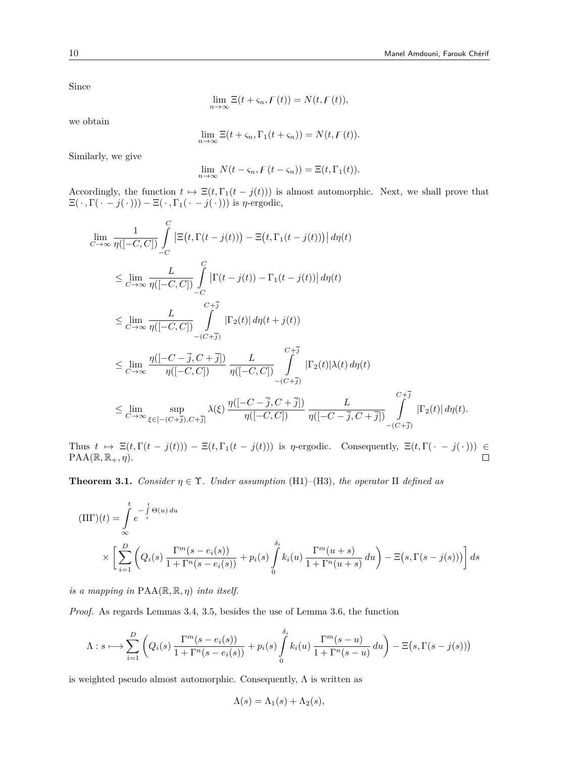Since

$$\lim_{n\to\infty} \Xi(t+\varsigma_n, \digamma(t)) = N(t, \digamma(t)),$$

we obtain

$$\lim_{n\to\infty} \Xi(t+\varsigma_n, \Gamma_1(t+\varsigma_n)) = N(t, \digamma(t)).$$

Similarly, we give

$$\lim_{n\to\infty} N(t-\varsigma_n, \digamma(t-\varsigma_n)) = \Xi(t, \Gamma_1(t)).$$

Accordingly, the function $t \mapsto \Xi(t, \Gamma_1(t-j(t)))$ is almost automorphic. Next, we shall prove that $\Xi(\cdot, \Gamma(\cdot - j(\cdot))) - \Xi(\cdot, \Gamma_1(\cdot - j(\cdot)))$ is $\eta$-ergodic,

$$\begin{aligned}
&\lim_{C\to\infty} \frac{1}{\eta([-C,C])} \int_{-C}^{C} \big|\Xi\big(t, \Gamma(t-j(t))\big) - \Xi\big(t, \Gamma_1(t-j(t))\big)\big|\, d\eta(t) \\
&\quad \le \lim_{C\to\infty} \frac{L}{\eta([-C,C])} \int_{-C}^{C} \big|\Gamma(t-j(t)) - \Gamma_1(t-j(t))\big|\, d\eta(t) \\
&\quad \le \lim_{C\to\infty} \frac{L}{\eta([-C,C])} \int_{-(C+\overline{j})}^{C+\overline{j}} |\Gamma_2(t)|\, d\eta(t+j(t)) \\
&\quad \le \lim_{C\to\infty} \frac{\eta([-C-\overline{j}, C+\overline{j}])}{\eta([-C,C])} \frac{L}{\eta([-C,C])} \int_{-(C+\overline{j})}^{C+\overline{j}} |\Gamma_2(t)| \lambda(t)\, d\eta(t) \\
&\quad \le \lim_{C\to\infty} \sup_{\xi\in[-(C+\overline{j}), C+\overline{j}]} \lambda(\xi)\, \frac{\eta([-C-\overline{j}, C+\overline{j}])}{\eta([-C,C])} \frac{L}{\eta([-C-\overline{j}, C+\overline{j}])} \int_{-(C+\overline{j})}^{C+\overline{j}} |\Gamma_2(t)|\, d\eta(t).
\end{aligned}$$

Thus $t \mapsto \Xi(t, \Gamma(t-j(t))) - \Xi(t, \Gamma_1(t-j(t)))$ is $\eta$-ergodic. Consequently, $\Xi(t, \Gamma(\cdot - j(\cdot))) \in \mathrm{PAA}(\mathbb{R}, \mathbb{R}_+, \eta)$. $\square$

**Theorem 3.1.** *Consider $\eta \in \Upsilon$. Under assumption* (H1)–(H3)*, the operator $\Pi$ defined as*

$$\begin{aligned}
(\Pi\Gamma)(t) &= \int_{\infty}^{t} e^{-\int_s^t \Theta(u)\, du} \\
&\quad \times \bigg[ \sum_{i=1}^{D} \bigg( Q_i(s) \frac{\Gamma^m(s-e_i(s))}{1+\Gamma^n(s-e_i(s))} + p_i(s) \int_0^{\delta_i} k_i(u) \frac{\Gamma^m(u+s)}{1+\Gamma^n(u+s)}\, du \bigg) - \Xi\big(s, \Gamma(s-j(s))\big) \bigg]\, ds
\end{aligned}$$

*is a mapping in $\mathrm{PAA}(\mathbb{R}, \mathbb{R}, \eta)$ into itself.*

*Proof.* As regards Lemmas 3.4, 3.5, besides the use of Lemma 3.6, the function

$$\Lambda : s \longmapsto \sum_{i=1}^{D} \bigg( Q_i(s) \frac{\Gamma^m(s-e_i(s))}{1+\Gamma^n(s-e_i(s))} + p_i(s) \int_0^{\delta_i} k_i(u) \frac{\Gamma^m(s-u)}{1+\Gamma^n(s-u)}\, du \bigg) - \Xi\big(s, \Gamma(s-j(s))\big)$$

is weighted pseudo almost automorphic. Consequently, $\Lambda$ is written as

$$\Lambda(s) = \Lambda_1(s) + \Lambda_2(s),$$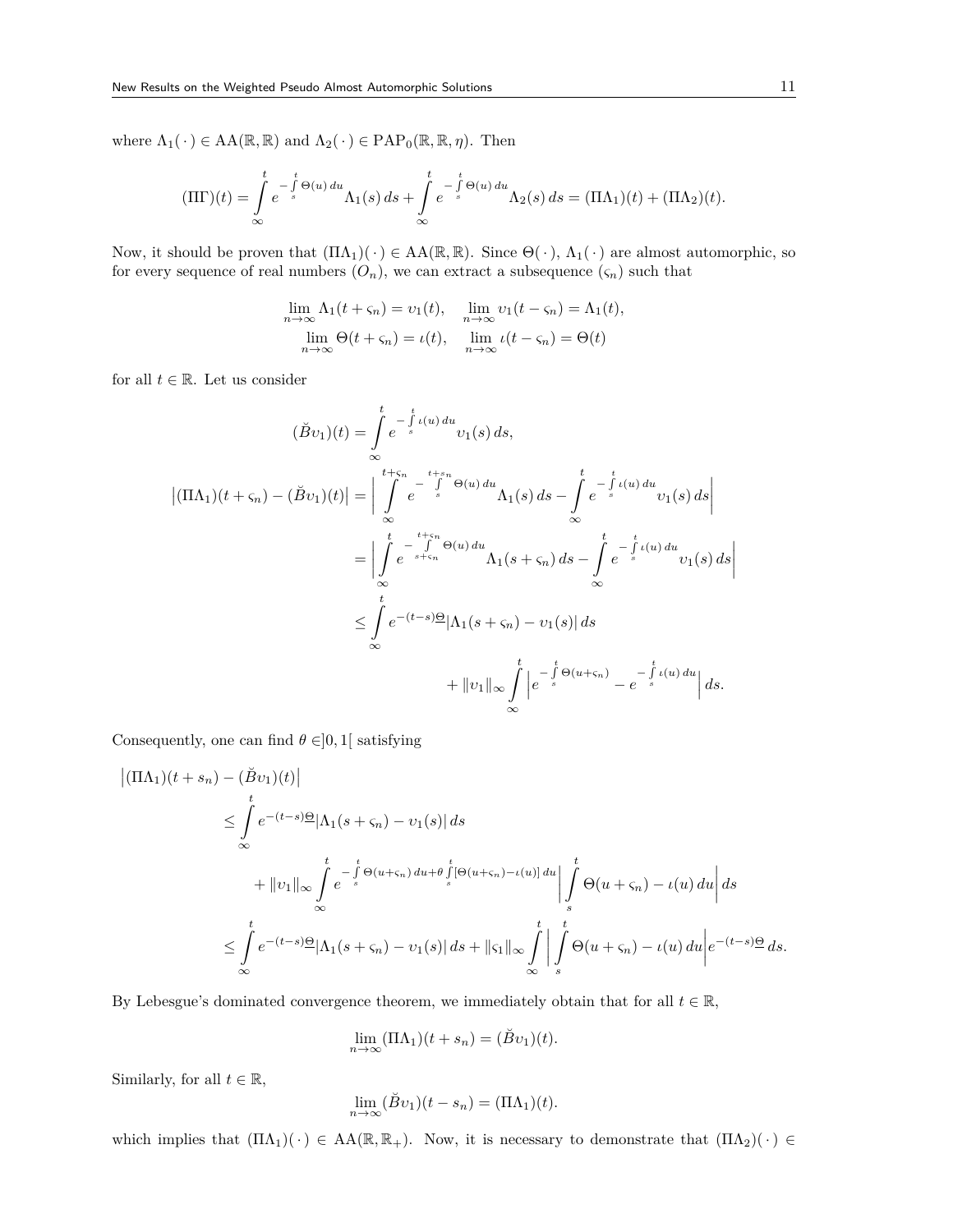where $\Lambda_1(\cdot) \in \mathrm{AA}(\mathbb{R}, \mathbb{R})$ and $\Lambda_2(\cdot) \in \mathrm{PAP}_0(\mathbb{R}, \mathbb{R}, \eta)$. Then

$$(\Pi\Gamma)(t) = \int_{\infty}^{t} e^{-\int_s^t \Theta(u)\,du} \Lambda_1(s)\,ds + \int_{\infty}^{t} e^{-\int_s^t \Theta(u)\,du} \Lambda_2(s)\,ds = (\Pi\Lambda_1)(t) + (\Pi\Lambda_2)(t).$$

Now, it should be proven that $(\Pi\Lambda_1)(\cdot) \in \mathrm{AA}(\mathbb{R}, \mathbb{R})$. Since $\Theta(\cdot)$, $\Lambda_1(\cdot)$ are almost automorphic, so for every sequence of real numbers $(O_n)$, we can extract a subsequence $(\varsigma_n)$ such that

$$\lim_{n\to\infty} \Lambda_1(t+\varsigma_n) = \upsilon_1(t), \quad \lim_{n\to\infty} \upsilon_1(t-\varsigma_n) = \Lambda_1(t),$$
$$\lim_{n\to\infty} \Theta(t+\varsigma_n) = \iota(t), \quad \lim_{n\to\infty} \iota(t-\varsigma_n) = \Theta(t)$$

for all $t \in \mathbb{R}$. Let us consider

$$(\breve{B}\upsilon_1)(t) = \int_{\infty}^{t} e^{-\int_s^t \iota(u)\,du} \upsilon_1(s)\,ds,$$

$$\begin{aligned}
\big|(\Pi\Lambda_1)(t+\varsigma_n) - (\breve{B}\upsilon_1)(t)\big| &= \Big| \int_{\infty}^{t+\varsigma_n} e^{-\int_s^{t+s_n} \Theta(u)\,du} \Lambda_1(s)\,ds - \int_{\infty}^{t} e^{-\int_s^t \iota(u)\,du} \upsilon_1(s)\,ds \Big| \\
&= \Big| \int_{\infty}^{t} e^{-\int_{s+\varsigma_n}^{t+\varsigma_n} \Theta(u)\,du} \Lambda_1(s+\varsigma_n)\,ds - \int_{\infty}^{t} e^{-\int_s^t \iota(u)\,du} \upsilon_1(s)\,ds \Big| \\
&\leq \int_{\infty}^{t} e^{-(t-s)\underline{\Theta}} |\Lambda_1(s+\varsigma_n) - \upsilon_1(s)|\,ds \\
&\qquad + \|\upsilon_1\|_\infty \int_{\infty}^{t} \Big| e^{-\int_s^t \Theta(u+\varsigma_n)} - e^{-\int_s^t \iota(u)\,du} \Big|\,ds.
\end{aligned}$$

Consequently, one can find $\theta \in ]0,1[$ satisfying

$$\begin{aligned}
&\big|(\Pi\Lambda_1)(t+s_n) - (\breve{B}\upsilon_1)(t)\big| \\
&\quad \leq \int_{\infty}^{t} e^{-(t-s)\underline{\Theta}} |\Lambda_1(s+\varsigma_n) - \upsilon_1(s)|\,ds \\
&\qquad + \|\upsilon_1\|_\infty \int_{\infty}^{t} e^{-\int_s^t \Theta(u+\varsigma_n)\,du + \theta \int_s^t [\Theta(u+\varsigma_n) - \iota(u)]\,du} \Big| \int_s^t \Theta(u+\varsigma_n) - \iota(u)\,du \Big|\,ds \\
&\quad \leq \int_{\infty}^{t} e^{-(t-s)\underline{\Theta}} |\Lambda_1(s+\varsigma_n) - \upsilon_1(s)|\,ds + \|\varsigma_1\|_\infty \int_{\infty}^{t} \Big| \int_s^t \Theta(u+\varsigma_n) - \iota(u)\,du \Big| e^{-(t-s)\underline{\Theta}}\,ds.
\end{aligned}$$

By Lebesgue's dominated convergence theorem, we immediately obtain that for all $t \in \mathbb{R}$,

$$\lim_{n\to\infty} (\Pi\Lambda_1)(t+s_n) = (\breve{B}\upsilon_1)(t).$$

Similarly, for all $t \in \mathbb{R}$,

$$\lim_{n\to\infty} (\breve{B}\upsilon_1)(t-s_n) = (\Pi\Lambda_1)(t).$$

which implies that $(\Pi\Lambda_1)(\cdot) \in \mathrm{AA}(\mathbb{R}, \mathbb{R}_+)$. Now, it is necessary to demonstrate that $(\Pi\Lambda_2)(\cdot) \in$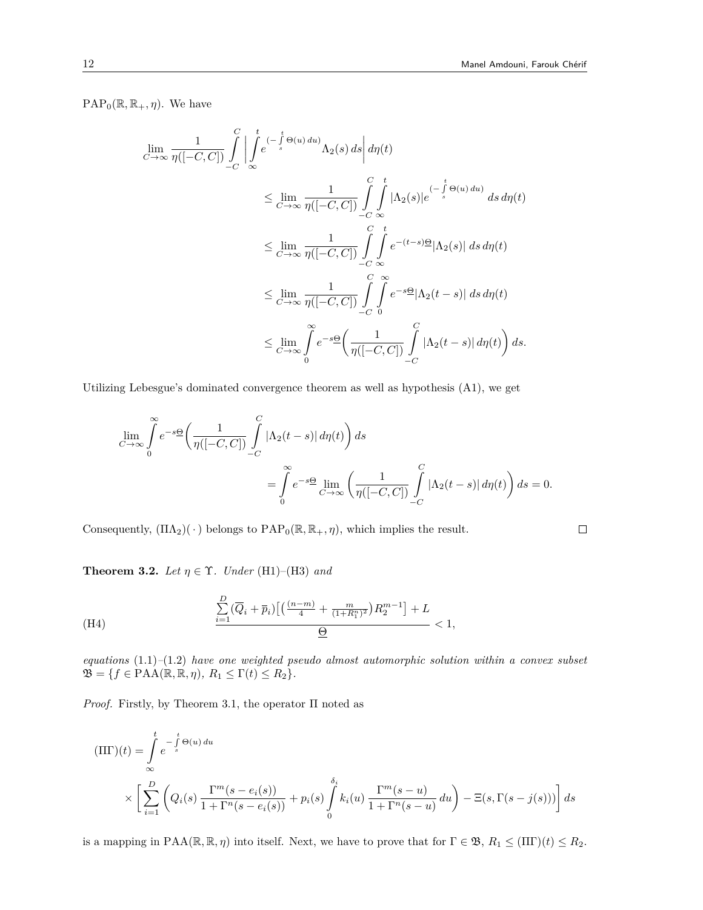$\mathrm{PAP}_0(\mathbb{R}, \mathbb{R}_+, \eta)$. We have

$$
\begin{aligned}
\lim_{C\to\infty} \frac{1}{\eta([-C,C])} \int_{-C}^{C} \left| \int_{\infty}^{t} e^{(-\int_s^t \Theta(u)\,du)} \Lambda_2(s)\,ds \right| d\eta(t) \\
&\le \lim_{C\to\infty} \frac{1}{\eta([-C,C])} \int_{-C}^{C} \int_{\infty}^{t} |\Lambda_2(s)| e^{(-\int_s^t \Theta(u)\,du)}\,ds\,d\eta(t) \\
&\le \lim_{C\to\infty} \frac{1}{\eta([-C,C])} \int_{-C}^{C} \int_{\infty}^{t} e^{-(t-s)\underline{\Theta}} |\Lambda_2(s)|\,ds\,d\eta(t) \\
&\le \lim_{C\to\infty} \frac{1}{\eta([-C,C])} \int_{-C}^{C} \int_{0}^{\infty} e^{-s\underline{\Theta}} |\Lambda_2(t-s)|\,ds\,d\eta(t) \\
&\le \lim_{C\to\infty} \int_{0}^{\infty} e^{-s\underline{\Theta}} \left( \frac{1}{\eta([-C,C])} \int_{-C}^{C} |\Lambda_2(t-s)|\,d\eta(t) \right) ds.
\end{aligned}
$$

Utilizing Lebesgue's dominated convergence theorem as well as hypothesis (A1), we get

$$
\begin{aligned}
\lim_{C\to\infty} \int_{0}^{\infty} e^{-s\underline{\Theta}} \left( \frac{1}{\eta([-C,C])} \int_{-C}^{C} |\Lambda_2(t-s)|\,d\eta(t) \right) ds \\
= \int_{0}^{\infty} e^{-s\underline{\Theta}} \lim_{C\to\infty} \left( \frac{1}{\eta([-C,C])} \int_{-C}^{C} |\Lambda_2(t-s)|\,d\eta(t) \right) ds = 0.
\end{aligned}
$$

Consequently, $(\Pi\Lambda_2)(\,\cdot\,)$ belongs to $\mathrm{PAP}_0(\mathbb{R}, \mathbb{R}_+, \eta)$, which implies the result. □

**Theorem 3.2.** *Let $\eta \in \Upsilon$. Under* (H1)–(H3) *and*

$$
\text{(H4)} \qquad \frac{\sum_{i=1}^{D} (\overline{Q}_i + \overline{p}_i)\big[\big(\frac{(n-m)}{4} + \frac{m}{(1+R_1^n)^2}\big) R_2^{m-1}\big] + L}{\underline{\Theta}} < 1,
$$

*equations* (1.1)–(1.2) *have one weighted pseudo almost automorphic solution within a convex subset* $\mathfrak{B} = \{f \in \mathrm{PAA}(\mathbb{R}, \mathbb{R}, \eta),\ R_1 \le \Gamma(t) \le R_2\}$.

*Proof.* Firstly, by Theorem 3.1, the operator $\Pi$ noted as

$$
\begin{aligned}
(\Pi\Gamma)(t) = \int_{\infty}^{t} e^{-\int_s^t \Theta(u)\,du} \\
\times \Bigg[ \sum_{i=1}^{D} \left( Q_i(s) \frac{\Gamma^m(s-e_i(s))}{1+\Gamma^n(s-e_i(s))} + p_i(s) \int_0^{\delta_i} k_i(u) \frac{\Gamma^m(s-u)}{1+\Gamma^n(s-u)}\,du \right) - \Xi(s, \Gamma(s-j(s))) \Bigg] ds
\end{aligned}
$$

is a mapping in $\mathrm{PAA}(\mathbb{R}, \mathbb{R}, \eta)$ into itself. Next, we have to prove that for $\Gamma \in \mathfrak{B}$, $R_1 \le (\Pi\Gamma)(t) \le R_2$.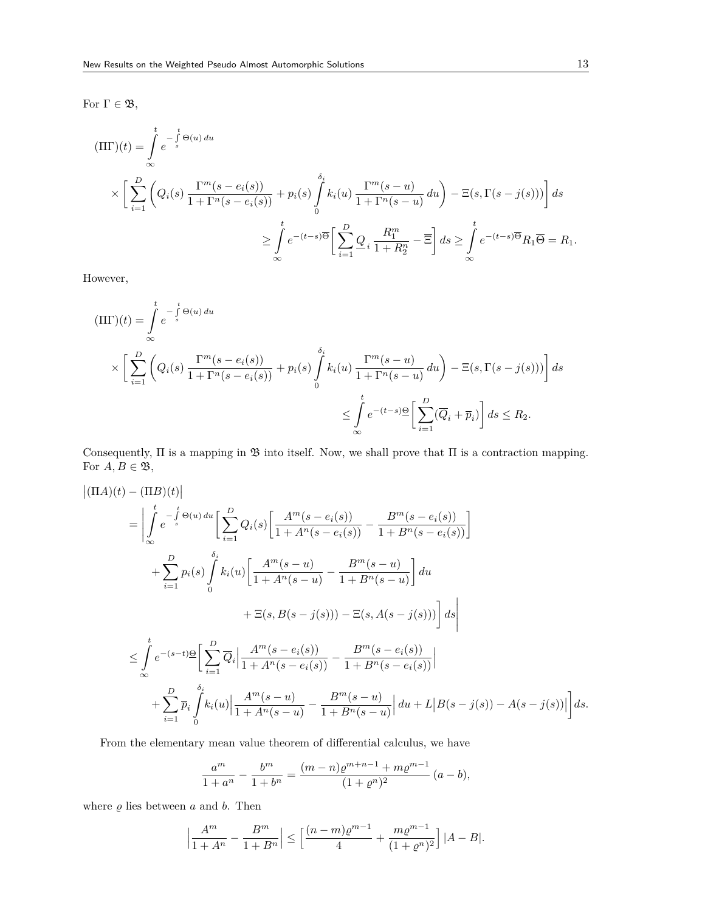For $\Gamma \in \mathfrak{B}$,

$$
\begin{aligned}
(\Pi\Gamma)(t) &= \int_{\infty}^{t} e^{-\int_s^t \Theta(u)\,du} \\
&\times \Big[ \sum_{i=1}^{D} \Big( Q_i(s)\,\frac{\Gamma^m(s-e_i(s))}{1+\Gamma^n(s-e_i(s))} + p_i(s)\int_0^{\delta_i} k_i(u)\,\frac{\Gamma^m(s-u)}{1+\Gamma^n(s-u)}\,du \Big) - \Xi(s,\Gamma(s-j(s))) \Big]\,ds \\
&\ge \int_{\infty}^{t} e^{-(t-s)\overline{\Theta}} \Big[ \sum_{i=1}^{D} \underline{Q}_i\,\frac{R_1^m}{1+R_2^n} - \overline{\Xi} \Big]\,ds \ge \int_{\infty}^{t} e^{-(t-s)\overline{\Theta}} R_1\overline{\Theta} = R_1.
\end{aligned}
$$

However,

$$
\begin{aligned}
(\Pi\Gamma)(t) &= \int_{\infty}^{t} e^{-\int_s^t \Theta(u)\,du} \\
&\times \Big[ \sum_{i=1}^{D} \Big( Q_i(s)\,\frac{\Gamma^m(s-e_i(s))}{1+\Gamma^n(s-e_i(s))} + p_i(s)\int_0^{\delta_i} k_i(u)\,\frac{\Gamma^m(s-u)}{1+\Gamma^n(s-u)}\,du \Big) - \Xi(s,\Gamma(s-j(s))) \Big]\,ds \\
&\le \int_{\infty}^{t} e^{-(t-s)\underline{\Theta}} \Big[ \sum_{i=1}^{D} (\overline{Q}_i + \overline{p}_i) \Big]\,ds \le R_2.
\end{aligned}
$$

Consequently, $\Pi$ is a mapping in $\mathfrak{B}$ into itself. Now, we shall prove that $\Pi$ is a contraction mapping. For $A, B \in \mathfrak{B}$,

$$
\begin{aligned}
&\big|(\Pi A)(t) - (\Pi B)(t)\big| \\
&= \Big| \int_{\infty}^{t} e^{-\int_s^t \Theta(u)\,du} \Big[ \sum_{i=1}^{D} Q_i(s) \Big[ \frac{A^m(s-e_i(s))}{1+A^n(s-e_i(s))} - \frac{B^m(s-e_i(s))}{1+B^n(s-e_i(s))} \Big] \\
&\quad + \sum_{i=1}^{D} p_i(s) \int_0^{\delta_i} k_i(u) \Big[ \frac{A^m(s-u)}{1+A^n(s-u)} - \frac{B^m(s-u)}{1+B^n(s-u)} \Big]\,du \\
&\quad + \Xi(s,B(s-j(s))) - \Xi(s,A(s-j(s))) \Big]\,ds \Big| \\
&\le \int_{\infty}^{t} e^{-(s-t)\underline{\Theta}} \Big[ \sum_{i=1}^{D} \overline{Q}_i \Big| \frac{A^m(s-e_i(s))}{1+A^n(s-e_i(s))} - \frac{B^m(s-e_i(s))}{1+B^n(s-e_i(s))} \Big| \\
&\quad + \sum_{i=1}^{D} \overline{p}_i \int_0^{\delta_i} k_i(u) \Big| \frac{A^m(s-u)}{1+A^n(s-u)} - \frac{B^m(s-u)}{1+B^n(s-u)} \Big|\,du + L\big|B(s-j(s)) - A(s-j(s))\big| \Big]\,ds.
\end{aligned}
$$

From the elementary mean value theorem of differential calculus, we have

$$
\frac{a^m}{1+a^n} - \frac{b^m}{1+b^n} = \frac{(m-n)\varrho^{m+n-1} + m\varrho^{m-1}}{(1+\varrho^n)^2}\,(a-b),
$$

where $\varrho$ lies between $a$ and $b$. Then

$$
\Big| \frac{A^m}{1+A^n} - \frac{B^m}{1+B^n} \Big| \le \Big[ \frac{(n-m)\varrho^{m-1}}{4} + \frac{m\varrho^{m-1}}{(1+\varrho^n)^2} \Big]\,|A-B|.
$$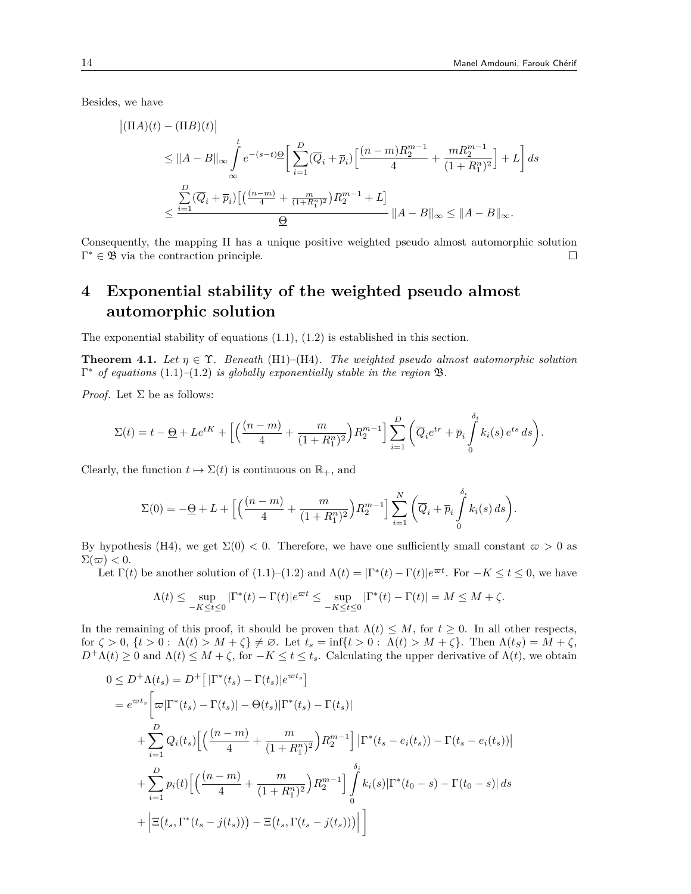Besides, we have

$$
\begin{aligned}
&\big|(\Pi A)(t) - (\Pi B)(t)\big| \\
&\quad\le \|A-B\|_\infty \int_{\infty}^{t} e^{-(s-t)\underline{\Theta}}\Big[\sum_{i=1}^{D}(\overline{Q}_i+\overline{p}_i)\Big[\frac{(n-m)R_2^{m-1}}{4}+\frac{mR_2^{m-1}}{(1+R_1^n)^2}\Big]+L\Big]\,ds \\
&\quad\le \frac{\sum_{i=1}^{D}(\overline{Q}_i+\overline{p}_i)\big[\big(\frac{(n-m)}{4}+\frac{m}{(1+R_1^n)^2}\big)R_2^{m-1}+L\big]}{\underline{\Theta}}\,\|A-B\|_\infty \le \|A-B\|_\infty.
\end{aligned}
$$

Consequently, the mapping $\Pi$ has a unique positive weighted pseudo almost automorphic solution $\Gamma^* \in \mathfrak{B}$ via the contraction principle. $\square$

# 4 Exponential stability of the weighted pseudo almost automorphic solution

The exponential stability of equations (1.1), (1.2) is established in this section.

**Theorem 4.1.** *Let $\eta \in \Upsilon$. Beneath* (H1)–(H4)*. The weighted pseudo almost automorphic solution $\Gamma^*$ of equations* (1.1)–(1.2) *is globally exponentially stable in the region $\mathfrak{B}$.*

*Proof.* Let $\Sigma$ be as follows:

$$
\Sigma(t) = t - \underline{\Theta} + Le^{tK} + \Big[\Big(\frac{(n-m)}{4}+\frac{m}{(1+R_1^n)^2}\Big)R_2^{m-1}\Big]\sum_{i=1}^{D}\bigg(\overline{Q}_i e^{tr} + \overline{p}_i\int_0^{\delta_i} k_i(s)\,e^{ts}\,ds\bigg).
$$

Clearly, the function $t \mapsto \Sigma(t)$ is continuous on $\mathbb{R}_+$, and

$$
\Sigma(0) = -\underline{\Theta} + L + \Big[\Big(\frac{(n-m)}{4}+\frac{m}{(1+R_1^n)^2}\Big)R_2^{m-1}\Big]\sum_{i=1}^{N}\bigg(\overline{Q}_i + \overline{p}_i\int_0^{\delta_i} k_i(s)\,ds\bigg).
$$

By hypothesis (H4), we get $\Sigma(0) < 0$. Therefore, we have one sufficiently small constant $\varpi > 0$ as $\Sigma(\varpi) < 0$.

Let $\Gamma(t)$ be another solution of (1.1)–(1.2) and $\Lambda(t) = |\Gamma^*(t) - \Gamma(t)|e^{\varpi t}$. For $-K \le t \le 0$, we have

$$
\Lambda(t) \le \sup_{-K\le t\le 0}|\Gamma^*(t)-\Gamma(t)|e^{\varpi t} \le \sup_{-K\le t\le 0}|\Gamma^*(t)-\Gamma(t)| = M \le M+\zeta.
$$

In the remaining of this proof, it should be proven that $\Lambda(t) \le M$, for $t \ge 0$. In all other respects, for $\zeta > 0$, $\{t > 0 : \Lambda(t) > M+\zeta\} \neq \varnothing$. Let $t_s = \inf\{t > 0 : \Lambda(t) > M+\zeta\}$. Then $\Lambda(t_S) = M+\zeta$, $D^+\Lambda(t) \ge 0$ and $\Lambda(t) \le M+\zeta$, for $-K \le t \le t_s$. Calculating the upper derivative of $\Lambda(t)$, we obtain

$$
\begin{aligned}
0 \le D^+\Lambda(t_s) &= D^+\big[\,|\Gamma^*(t_s)-\Gamma(t_s)|e^{\varpi t_s}\big] \\
&= e^{\varpi t_s}\bigg[\varpi|\Gamma^*(t_s)-\Gamma(t_s)| - \Theta(t_s)|\Gamma^*(t_s)-\Gamma(t_s)| \\
&\quad + \sum_{i=1}^{D} Q_i(t_s)\Big[\Big(\frac{(n-m)}{4}+\frac{m}{(1+R_1^n)^2}\Big)R_2^{m-1}\Big]\,\big|\Gamma^*(t_s-e_i(t_s)) - \Gamma(t_s-e_i(t_s))\big| \\
&\quad + \sum_{i=1}^{D} p_i(t)\Big[\Big(\frac{(n-m)}{4}+\frac{m}{(1+R_1^n)^2}\Big)R_2^{m-1}\Big]\int_0^{\delta_i} k_i(s)|\Gamma^*(t_0-s)-\Gamma(t_0-s)|\,ds \\
&\quad + \Big|\Xi\big(t_s,\Gamma^*(t_s-j(t_s))\big) - \Xi\big(t_s,\Gamma(t_s-j(t_s))\big)\Big|\,\bigg]
\end{aligned}
$$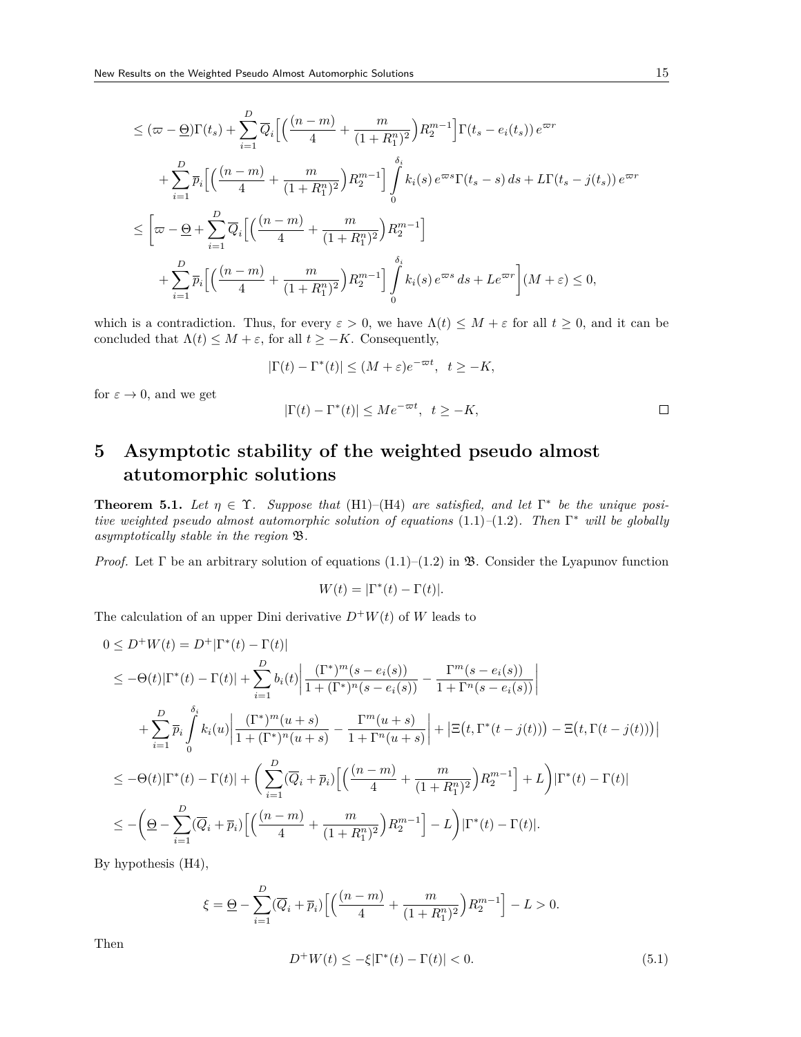$$
\begin{aligned}
&\le (\varpi - \underline{\Theta})\Gamma(t_s) + \sum_{i=1}^{D} \overline{Q}_i \Big[\Big(\frac{(n-m)}{4} + \frac{m}{(1+R_1^n)^2}\Big) R_2^{m-1}\Big] \Gamma(t_s - e_i(t_s))\, e^{\varpi r} \\
&\quad + \sum_{i=1}^{D} \overline{p}_i \Big[\Big(\frac{(n-m)}{4} + \frac{m}{(1+R_1^n)^2}\Big) R_2^{m-1}\Big] \int_0^{\delta_i} k_i(s)\, e^{\varpi s} \Gamma(t_s - s)\, ds + L\Gamma(t_s - j(t_s))\, e^{\varpi r} \\
&\le \bigg[\varpi - \underline{\Theta} + \sum_{i=1}^{D} \overline{Q}_i \Big[\Big(\frac{(n-m)}{4} + \frac{m}{(1+R_1^n)^2}\Big) R_2^{m-1}\Big] \\
&\quad + \sum_{i=1}^{D} \overline{p}_i \Big[\Big(\frac{(n-m)}{4} + \frac{m}{(1+R_1^n)^2}\Big) R_2^{m-1}\Big] \int_0^{\delta_i} k_i(s)\, e^{\varpi s}\, ds + L e^{\varpi r}\bigg] (M + \varepsilon) \le 0,
\end{aligned}
$$

which is a contradiction. Thus, for every $\varepsilon > 0$, we have $\Lambda(t) \le M + \varepsilon$ for all $t \ge 0$, and it can be concluded that $\Lambda(t) \le M + \varepsilon$, for all $t \ge -K$. Consequently,

$$
|\Gamma(t) - \Gamma^*(t)| \le (M + \varepsilon) e^{-\varpi t}, \quad t \ge -K,
$$

for $\varepsilon \to 0$, and we get

$$
|\Gamma(t) - \Gamma^*(t)| \le M e^{-\varpi t}, \quad t \ge -K,
$$

□

# 5 Asymptotic stability of the weighted pseudo almost atutomorphic solutions

**Theorem 5.1.** *Let $\eta \in \Upsilon$. Suppose that* (H1)–(H4) *are satisfied, and let $\Gamma^*$ be the unique positive weighted pseudo almost automorphic solution of equations* (1.1)–(1.2). *Then $\Gamma^*$ will be globally asymptotically stable in the region $\mathfrak{B}$.*

*Proof.* Let $\Gamma$ be an arbitrary solution of equations (1.1)–(1.2) in $\mathfrak{B}$. Consider the Lyapunov function

$$
W(t) = |\Gamma^*(t) - \Gamma(t)|.
$$

The calculation of an upper Dini derivative $D^+W(t)$ of $W$ leads to

$$
\begin{aligned}
0 &\le D^+W(t) = D^+|\Gamma^*(t) - \Gamma(t)| \\
&\le -\Theta(t)|\Gamma^*(t) - \Gamma(t)| + \sum_{i=1}^{D} b_i(t) \bigg| \frac{(\Gamma^*)^m(s - e_i(s))}{1 + (\Gamma^*)^n(s - e_i(s))} - \frac{\Gamma^m(s - e_i(s))}{1 + \Gamma^n(s - e_i(s))} \bigg| \\
&\quad + \sum_{i=1}^{D} \overline{p}_i \int_0^{\delta_i} k_i(u) \bigg| \frac{(\Gamma^*)^m(u+s)}{1 + (\Gamma^*)^n(u+s)} - \frac{\Gamma^m(u+s)}{1 + \Gamma^n(u+s)} \bigg| + \big|\Xi\big(t, \Gamma^*(t - j(t))\big) - \Xi\big(t, \Gamma(t - j(t))\big)\big| \\
&\le -\Theta(t)|\Gamma^*(t) - \Gamma(t)| + \bigg( \sum_{i=1}^{D} (\overline{Q}_i + \overline{p}_i) \Big[\Big(\frac{(n-m)}{4} + \frac{m}{(1+R_1^n)^2}\Big) R_2^{m-1}\Big] + L \bigg) |\Gamma^*(t) - \Gamma(t)| \\
&\le -\bigg( \underline{\Theta} - \sum_{i=1}^{D} (\overline{Q}_i + \overline{p}_i) \Big[\Big(\frac{(n-m)}{4} + \frac{m}{(1+R_1^n)^2}\Big) R_2^{m-1}\Big] - L \bigg) |\Gamma^*(t) - \Gamma(t)|.
\end{aligned}
$$

By hypothesis (H4),

$$
\xi = \underline{\Theta} - \sum_{i=1}^{D} (\overline{Q}_i + \overline{p}_i) \Big[\Big(\frac{(n-m)}{4} + \frac{m}{(1+R_1^n)^2}\Big) R_2^{m-1}\Big] - L > 0.
$$

Then

$$
D^+W(t) \le -\xi |\Gamma^*(t) - \Gamma(t)| < 0. \tag{5.1}
$$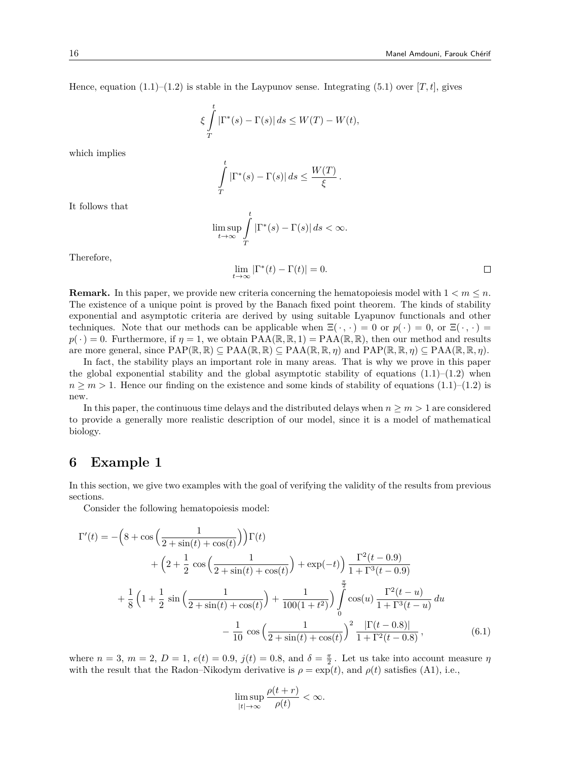Hence, equation (1.1)–(1.2) is stable in the Laypunov sense. Integrating (5.1) over $[T,t]$, gives

$$\xi \int_T^t |\Gamma^*(s) - \Gamma(s)|\, ds \leq W(T) - W(t),$$

which implies

$$\int_T^t |\Gamma^*(s) - \Gamma(s)|\, ds \leq \frac{W(T)}{\xi}.$$

It follows that

$$\limsup_{t\to\infty} \int_T^t |\Gamma^*(s) - \Gamma(s)|\, ds < \infty.$$

Therefore,

$$\lim_{t\to\infty} |\Gamma^*(t) - \Gamma(t)| = 0. \qquad \square$$

**Remark.** In this paper, we provide new criteria concerning the hematopoiesis model with $1 < m \leq n$. The existence of a unique point is proved by the Banach fixed point theorem. The kinds of stability exponential and asymptotic criteria are derived by using suitable Lyapunov functionals and other techniques. Note that our methods can be applicable when $\Xi(\cdot,\cdot) = 0$ or $p(\cdot) = 0$, or $\Xi(\cdot,\cdot) = p(\cdot) = 0$. Furthermore, if $\eta = 1$, we obtain $\mathrm{PAA}(\mathbb{R},\mathbb{R},1) = \mathrm{PAA}(\mathbb{R},\mathbb{R})$, then our method and results are more general, since $\mathrm{PAP}(\mathbb{R},\mathbb{R}) \subseteq \mathrm{PAA}(\mathbb{R},\mathbb{R}) \subseteq \mathrm{PAA}(\mathbb{R},\mathbb{R},\eta)$ and $\mathrm{PAP}(\mathbb{R},\mathbb{R},\eta) \subseteq \mathrm{PAA}(\mathbb{R},\mathbb{R},\eta)$.

In fact, the stability plays an important role in many areas. That is why we prove in this paper the global exponential stability and the global asymptotic stability of equations (1.1)–(1.2) when $n \geq m > 1$. Hence our finding on the existence and some kinds of stability of equations (1.1)–(1.2) is new.

In this paper, the continuous time delays and the distributed delays when $n \geq m > 1$ are considered to provide a generally more realistic description of our model, since it is a model of mathematical biology.

## 6 Example 1

In this section, we give two examples with the goal of verifying the validity of the results from previous sections.

Consider the following hematopoiesis model:

$$\begin{aligned}
\Gamma'(t) = -\Big(8 + \cos\Big(\frac{1}{2+\sin(t)+\cos(t)}\Big)\Big)\Gamma(t) \\
+ \Big(2 + \frac{1}{2}\cos\Big(\frac{1}{2+\sin(t)+\cos(t)}\Big) + \exp(-t)\Big)\frac{\Gamma^2(t-0.9)}{1+\Gamma^3(t-0.9)} \\
+ \frac{1}{8}\Big(1 + \frac{1}{2}\sin\Big(\frac{1}{2+\sin(t)+\cos(t)}\Big) + \frac{1}{100(1+t^2)}\Big)\int_0^{\frac{\pi}{2}} \cos(u)\,\frac{\Gamma^2(t-u)}{1+\Gamma^3(t-u)}\,du \\
- \frac{1}{10}\cos\Big(\frac{1}{2+\sin(t)+\cos(t)}\Big)^2 \frac{|\Gamma(t-0.8)|}{1+\Gamma^2(t-0.8)},
\end{aligned} \tag{6.1}$$

where $n = 3$, $m = 2$, $D = 1$, $e(t) = 0.9$, $j(t) = 0.8$, and $\delta = \frac{\pi}{2}$. Let us take into account measure $\eta$ with the result that the Radon–Nikodym derivative is $\rho = \exp(t)$, and $\rho(t)$ satisfies (A1), i.e.,

$$\limsup_{|t|\to\infty} \frac{\rho(t+r)}{\rho(t)} < \infty.$$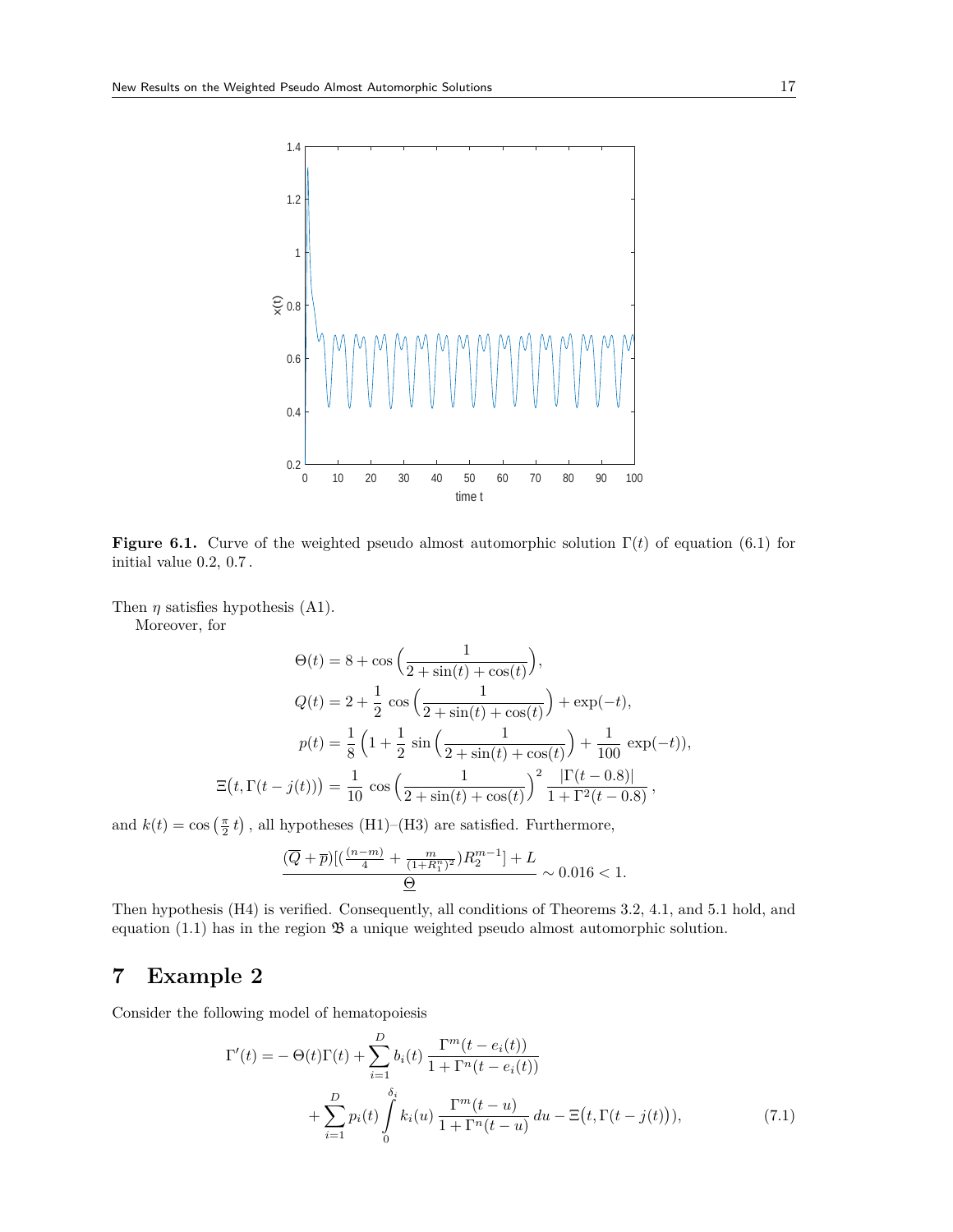Figure 6.1. Curve of the weighted pseudo almost automorphic solution $\Gamma(t)$ of equation (6.1) for initial value 0.2, 0.7 .

Then $\eta$ satisfies hypothesis (A1).

Moreover, for

$$
\begin{aligned}
\Theta(t) &= 8 + \cos\Big(\frac{1}{2+\sin(t)+\cos(t)}\Big),\\
Q(t) &= 2 + \frac{1}{2}\,\cos\Big(\frac{1}{2+\sin(t)+\cos(t)}\Big) + \exp(-t),\\
p(t) &= \frac{1}{8}\,\Big(1 + \frac{1}{2}\,\sin\Big(\frac{1}{2+\sin(t)+\cos(t)}\Big) + \frac{1}{100}\,\exp(-t)\Big),\\
\Xi\big(t,\Gamma(t-j(t))\big) &= \frac{1}{10}\,\cos\Big(\frac{1}{2+\sin(t)+\cos(t)}\Big)^2\,\frac{|\Gamma(t-0.8)|}{1+\Gamma^2(t-0.8)}\,,
\end{aligned}
$$

and $k(t) = \cos\left(\frac{\pi}{2}\,t\right)$ , all hypotheses (H1)–(H3) are satisfied. Furthermore,

$$
\frac{(\overline{Q}+\overline{p})[(\frac{(n-m)}{4}+\frac{m}{(1+R_1^n)^2})R_2^{m-1}]+L}{\underline{\Theta}} \sim 0.016 < 1.
$$

Then hypothesis (H4) is verified. Consequently, all conditions of Theorems 3.2, 4.1, and 5.1 hold, and equation (1.1) has in the region $\mathfrak{B}$ a unique weighted pseudo almost automorphic solution.

# 7 Example 2

Consider the following model of hematopoiesis

$$
\begin{aligned}
\Gamma'(t) = &-\Theta(t)\Gamma(t) + \sum_{i=1}^{D} b_i(t)\,\frac{\Gamma^m(t-e_i(t))}{1+\Gamma^n(t-e_i(t))}\\
&+ \sum_{i=1}^{D} p_i(t)\int_0^{\delta_i} k_i(u)\,\frac{\Gamma^m(t-u)}{1+\Gamma^n(t-u)}\,du - \Xi\big(t,\Gamma(t-j(t))\big),
\end{aligned} \tag{7.1}
$$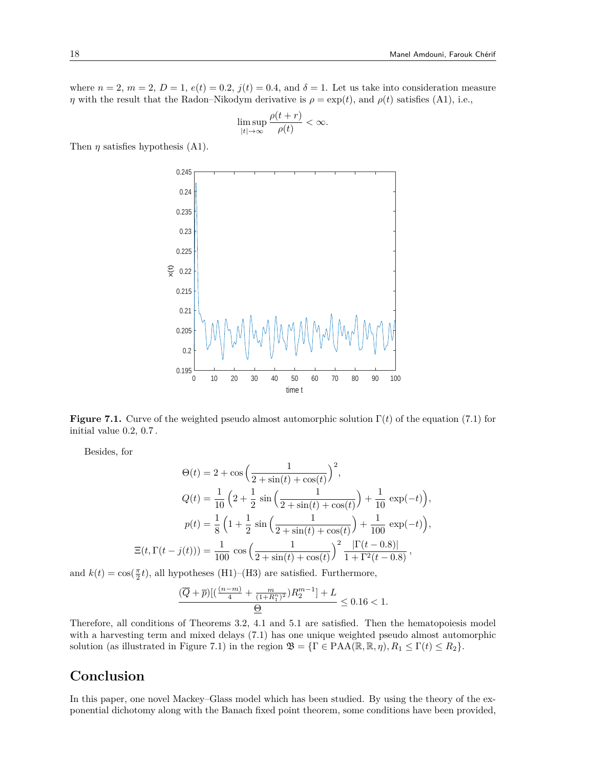where $n = 2$, $m = 2$, $D = 1$, $e(t) = 0.2$, $j(t) = 0.4$, and $\delta = 1$. Let us take into consideration measure $\eta$ with the result that the Radon–Nikodym derivative is $\rho = \exp(t)$, and $\rho(t)$ satisfies (A1), i.e.,

$$\limsup_{|t|\to\infty} \frac{\rho(t+r)}{\rho(t)} < \infty.$$

Then $\eta$ satisfies hypothesis (A1).

**Figure 7.1.** Curve of the weighted pseudo almost automorphic solution $\Gamma(t)$ of the equation (7.1) for initial value 0.2, 0.7 .

Besides, for

$$\begin{aligned}
\Theta(t) &= 2 + \cos\Big(\frac{1}{2+\sin(t)+\cos(t)}\Big)^2, \\
Q(t) &= \frac{1}{10}\Big(2 + \frac{1}{2}\,\sin\Big(\frac{1}{2+\sin(t)+\cos(t)}\Big) + \frac{1}{10}\,\exp(-t)\Big), \\
p(t) &= \frac{1}{8}\Big(1 + \frac{1}{2}\,\sin\Big(\frac{1}{2+\sin(t)+\cos(t)}\Big) + \frac{1}{100}\,\exp(-t)\Big), \\
\Xi(t, \Gamma(t-j(t))) &= \frac{1}{100}\,\cos\Big(\frac{1}{2+\sin(t)+\cos(t)}\Big)^2\,\frac{|\Gamma(t-0.8)|}{1+\Gamma^2(t-0.8)},
\end{aligned}$$

and $k(t) = \cos(\frac{\pi}{2}t)$, all hypotheses (H1)–(H3) are satisfied. Furthermore,

$$\frac{(\overline{Q}+\overline{p})[(\frac{(n-m)}{4} + \frac{m}{(1+R_1^n)^2})R_2^{m-1}] + L}{\underline{\Theta}} \leq 0.16 < 1.$$

Therefore, all conditions of Theorems 3.2, 4.1 and 5.1 are satisfied. Then the hematopoiesis model with a harvesting term and mixed delays (7.1) has one unique weighted pseudo almost automorphic solution (as illustrated in Figure 7.1) in the region $\mathfrak{B} = \{\Gamma \in \mathrm{PAA}(\mathbb{R}, \mathbb{R}, \eta), R_1 \leq \Gamma(t) \leq R_2\}$.

# Conclusion

In this paper, one novel Mackey–Glass model which has been studied. By using the theory of the exponential dichotomy along with the Banach fixed point theorem, some conditions have been provided,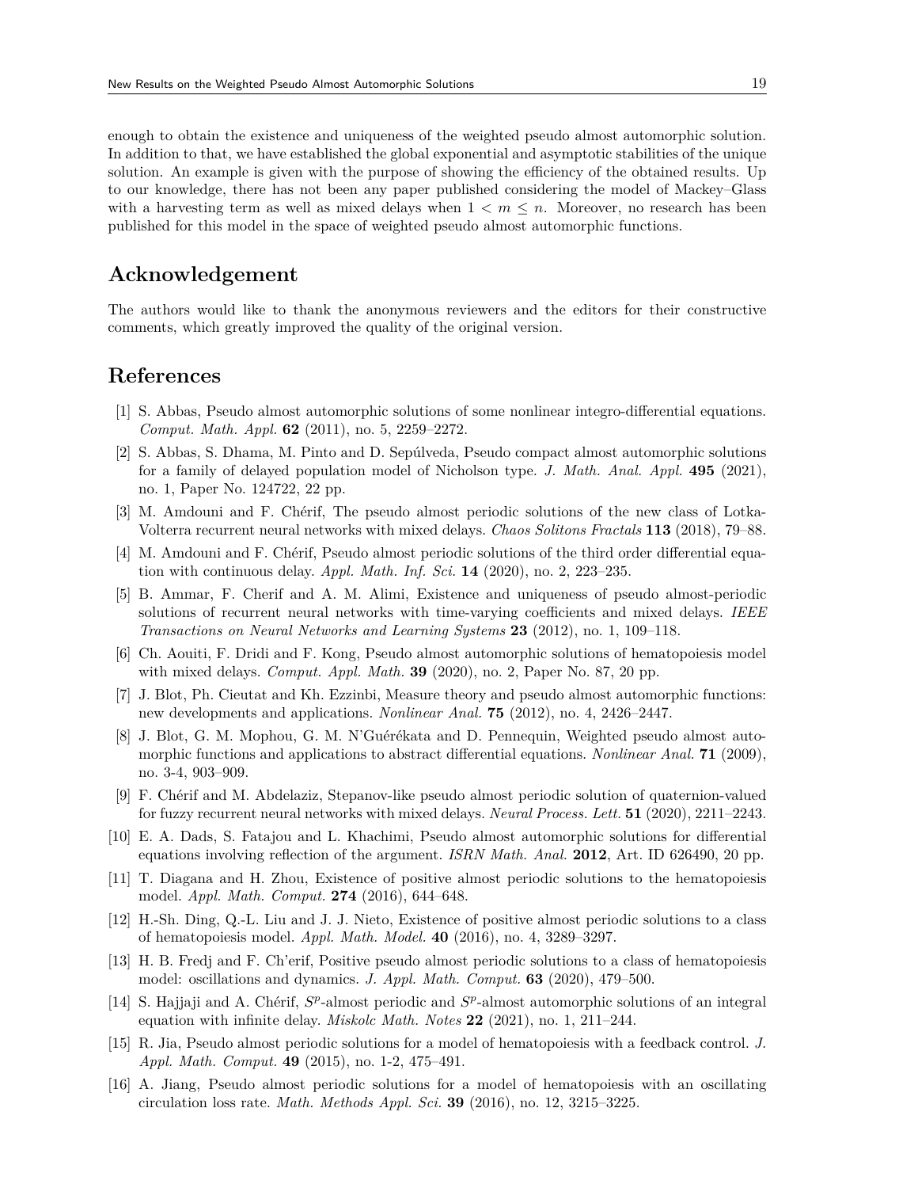enough to obtain the existence and uniqueness of the weighted pseudo almost automorphic solution. In addition to that, we have established the global exponential and asymptotic stabilities of the unique solution. An example is given with the purpose of showing the efficiency of the obtained results. Up to our knowledge, there has not been any paper published considering the model of Mackey–Glass with a harvesting term as well as mixed delays when $1 < m \leq n$. Moreover, no research has been published for this model in the space of weighted pseudo almost automorphic functions.

## Acknowledgement

The authors would like to thank the anonymous reviewers and the editors for their constructive comments, which greatly improved the quality of the original version.

## References

[1] S. Abbas, Pseudo almost automorphic solutions of some nonlinear integro-differential equations. *Comput. Math. Appl.* **62** (2011), no. 5, 2259–2272.

[2] S. Abbas, S. Dhama, M. Pinto and D. Sepúlveda, Pseudo compact almost automorphic solutions for a family of delayed population model of Nicholson type. *J. Math. Anal. Appl.* **495** (2021), no. 1, Paper No. 124722, 22 pp.

[3] M. Amdouni and F. Chérif, The pseudo almost periodic solutions of the new class of Lotka-Volterra recurrent neural networks with mixed delays. *Chaos Solitons Fractals* **113** (2018), 79–88.

[4] M. Amdouni and F. Chérif, Pseudo almost periodic solutions of the third order differential equation with continuous delay. *Appl. Math. Inf. Sci.* **14** (2020), no. 2, 223–235.

[5] B. Ammar, F. Cherif and A. M. Alimi, Existence and uniqueness of pseudo almost-periodic solutions of recurrent neural networks with time-varying coefficients and mixed delays. *IEEE Transactions on Neural Networks and Learning Systems* **23** (2012), no. 1, 109–118.

[6] Ch. Aouiti, F. Dridi and F. Kong, Pseudo almost automorphic solutions of hematopoiesis model with mixed delays. *Comput. Appl. Math.* **39** (2020), no. 2, Paper No. 87, 20 pp.

[7] J. Blot, Ph. Cieutat and Kh. Ezzinbi, Measure theory and pseudo almost automorphic functions: new developments and applications. *Nonlinear Anal.* **75** (2012), no. 4, 2426–2447.

[8] J. Blot, G. M. Mophou, G. M. N'Guérékata and D. Pennequin, Weighted pseudo almost automorphic functions and applications to abstract differential equations. *Nonlinear Anal.* **71** (2009), no. 3-4, 903–909.

[9] F. Chérif and M. Abdelaziz, Stepanov-like pseudo almost periodic solution of quaternion-valued for fuzzy recurrent neural networks with mixed delays. *Neural Process. Lett.* **51** (2020), 2211–2243.

[10] E. A. Dads, S. Fatajou and L. Khachimi, Pseudo almost automorphic solutions for differential equations involving reflection of the argument. *ISRN Math. Anal.* **2012**, Art. ID 626490, 20 pp.

[11] T. Diagana and H. Zhou, Existence of positive almost periodic solutions to the hematopoiesis model. *Appl. Math. Comput.* **274** (2016), 644–648.

[12] H.-Sh. Ding, Q.-L. Liu and J. J. Nieto, Existence of positive almost periodic solutions to a class of hematopoiesis model. *Appl. Math. Model.* **40** (2016), no. 4, 3289–3297.

[13] H. B. Fredj and F. Ch'erif, Positive pseudo almost periodic solutions to a class of hematopoiesis model: oscillations and dynamics. *J. Appl. Math. Comput.* **63** (2020), 479–500.

[14] S. Hajjaji and A. Chérif, $S^p$-almost periodic and $S^p$-almost automorphic solutions of an integral equation with infinite delay. *Miskolc Math. Notes* **22** (2021), no. 1, 211–244.

[15] R. Jia, Pseudo almost periodic solutions for a model of hematopoiesis with a feedback control. *J. Appl. Math. Comput.* **49** (2015), no. 1-2, 475–491.

[16] A. Jiang, Pseudo almost periodic solutions for a model of hematopoiesis with an oscillating circulation loss rate. *Math. Methods Appl. Sci.* **39** (2016), no. 12, 3215–3225.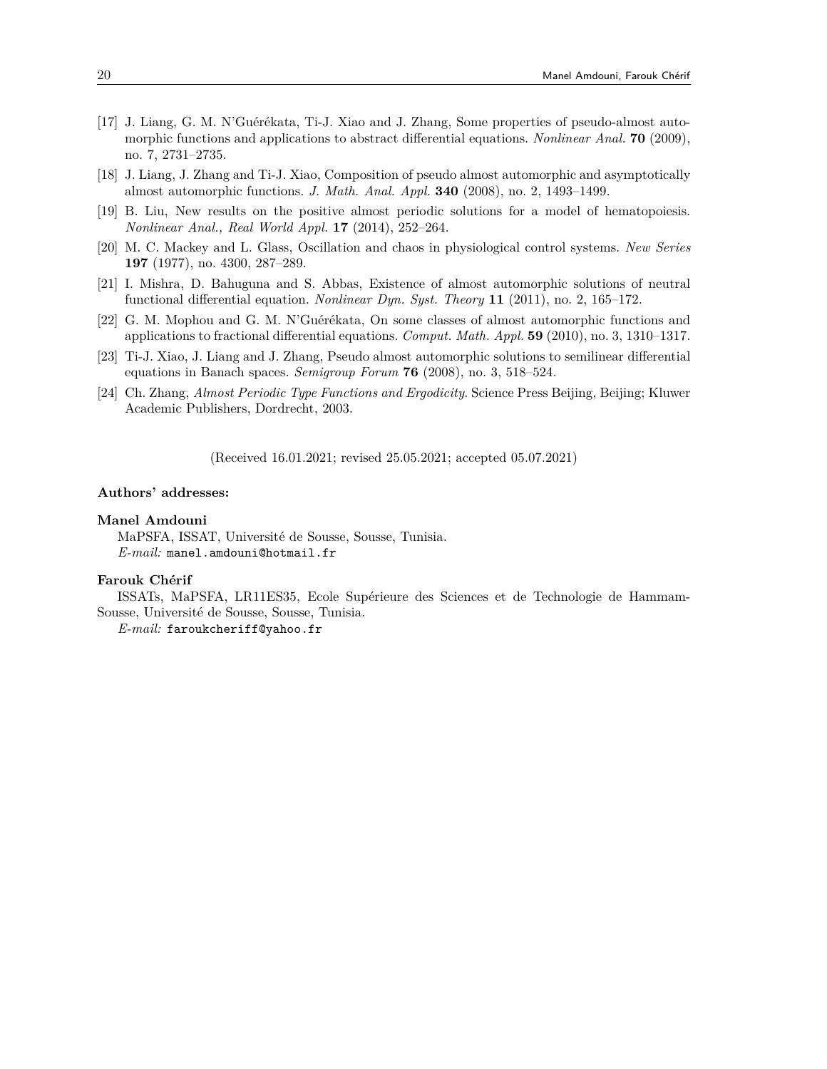[17] J. Liang, G. M. N'Guérékata, Ti-J. Xiao and J. Zhang, Some properties of pseudo-almost automorphic functions and applications to abstract differential equations. *Nonlinear Anal.* **70** (2009), no. 7, 2731–2735.

[18] J. Liang, J. Zhang and Ti-J. Xiao, Composition of pseudo almost automorphic and asymptotically almost automorphic functions. *J. Math. Anal. Appl.* **340** (2008), no. 2, 1493–1499.

[19] B. Liu, New results on the positive almost periodic solutions for a model of hematopoiesis. *Nonlinear Anal., Real World Appl.* **17** (2014), 252–264.

[20] M. C. Mackey and L. Glass, Oscillation and chaos in physiological control systems. *New Series* **197** (1977), no. 4300, 287–289.

[21] I. Mishra, D. Bahuguna and S. Abbas, Existence of almost automorphic solutions of neutral functional differential equation. *Nonlinear Dyn. Syst. Theory* **11** (2011), no. 2, 165–172.

[22] G. M. Mophou and G. M. N'Guérékata, On some classes of almost automorphic functions and applications to fractional differential equations. *Comput. Math. Appl.* **59** (2010), no. 3, 1310–1317.

[23] Ti-J. Xiao, J. Liang and J. Zhang, Pseudo almost automorphic solutions to semilinear differential equations in Banach spaces. *Semigroup Forum* **76** (2008), no. 3, 518–524.

[24] Ch. Zhang, *Almost Periodic Type Functions and Ergodicity.* Science Press Beijing, Beijing; Kluwer Academic Publishers, Dordrecht, 2003.

(Received 16.01.2021; revised 25.05.2021; accepted 05.07.2021)

**Authors' addresses:**

**Manel Amdouni**

MaPSFA, ISSAT, Université de Sousse, Sousse, Tunisia.
*E-mail:* manel.amdouni@hotmail.fr

**Farouk Chérif**

ISSATs, MaPSFA, LR11ES35, Ecole Supérieure des Sciences et de Technologie de Hammam-Sousse, Université de Sousse, Sousse, Tunisia.
*E-mail:* faroukcheriff@yahoo.fr